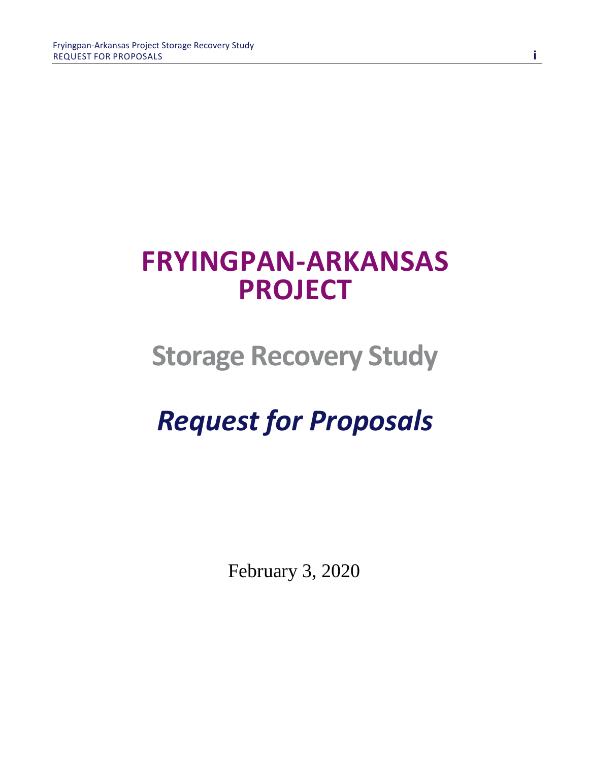# FRYINGPAN-ARKANSAS PROJECT

## Storage Recovery Study

## *Request for Proposals*

February 3, 2020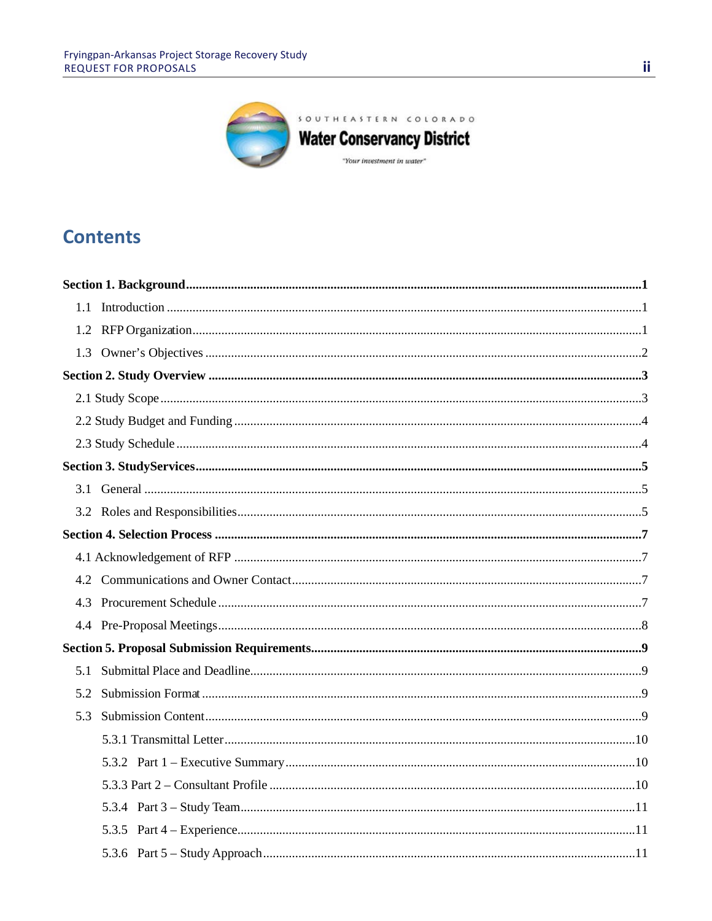# Contents

**Section 1. Background** .......... **1**

1.1 Introduction .......... 1

1.2 RFP Organization .......... 1

1.3 Owner's Objectives .......... 2

**Section 2. Study Overview** .......... **3**

2.1 Study Scope .......... 3

2.2 Study Budget and Funding .......... 4

2.3 Study Schedule .......... 4

**Section 3. StudyServices** .......... **5**

3.1 General .......... 5

3.2 Roles and Responsibilities .......... 5

**Section 4. Selection Process** .......... **7**

4.1 Acknowledgement of RFP .......... 7

4.2 Communications and Owner Contact .......... 7

4.3 Procurement Schedule .......... 7

4.4 Pre-Proposal Meetings .......... 8

**Section 5. Proposal Submission Requirements** .......... **9**

5.1 Submittal Place and Deadline .......... 9

5.2 Submission Format .......... 9

5.3 Submission Content .......... 9

5.3.1 Transmittal Letter .......... 10

5.3.2 Part 1 – Executive Summary .......... 10

5.3.3 Part 2 – Consultant Profile .......... 10

5.3.4 Part 3 – Study Team .......... 11

5.3.5 Part 4 – Experience .......... 11

5.3.6 Part 5 – Study Approach .......... 11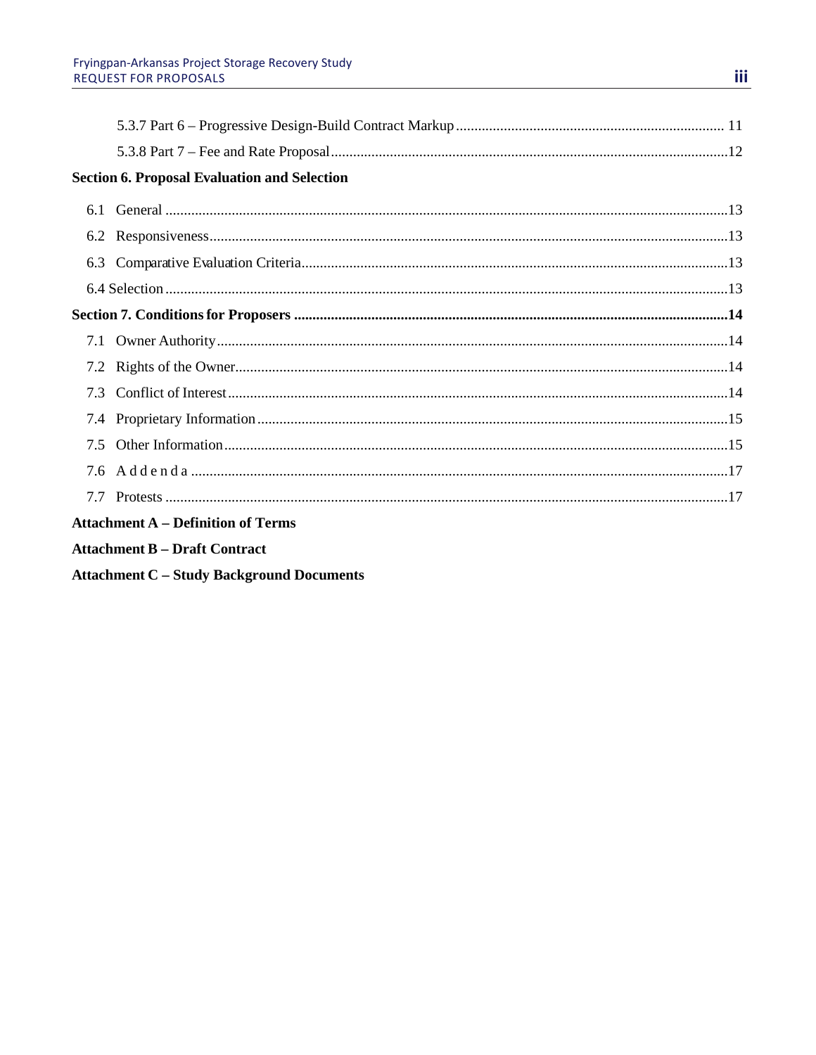5.3.7 Part 6 – Progressive Design-Build Contract Markup ........ 11

5.3.8 Part 7 – Fee and Rate Proposal ........ 12

**Section 6. Proposal Evaluation and Selection**

6.1 General ........ 13

6.2 Responsiveness ........ 13

6.3 Comparative Evaluation Criteria ........ 13

6.4 Selection ........ 13

**Section 7. Conditions for Proposers ........ 14**

7.1 Owner Authority ........ 14

7.2 Rights of the Owner ........ 14

7.3 Conflict of Interest ........ 14

7.4 Proprietary Information ........ 15

7.5 Other Information ........ 15

7.6 Addenda ........ 17

7.7 Protests ........ 17

**Attachment A – Definition of Terms**

**Attachment B – Draft Contract**

**Attachment C – Study Background Documents**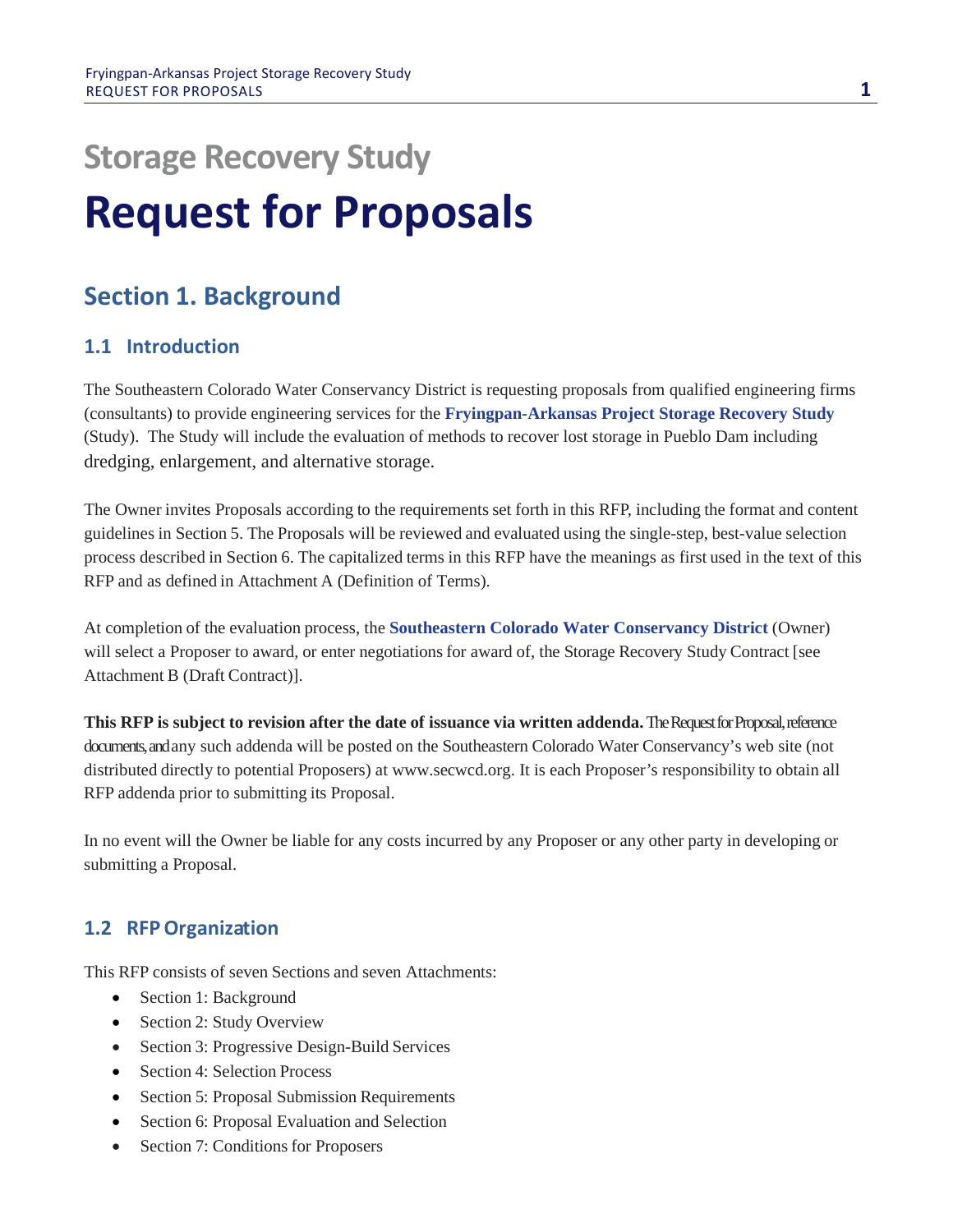# Storage Recovery Study

# Request for Proposals

## Section 1. Background

### 1.1 Introduction

The Southeastern Colorado Water Conservancy District is requesting proposals from qualified engineering firms (consultants) to provide engineering services for the **Fryingpan-Arkansas Project Storage Recovery Study** (Study). The Study will include the evaluation of methods to recover lost storage in Pueblo Dam including dredging, enlargement, and alternative storage.

The Owner invites Proposals according to the requirements set forth in this RFP, including the format and content guidelines in Section 5. The Proposals will be reviewed and evaluated using the single-step, best-value selection process described in Section 6. The capitalized terms in this RFP have the meanings as first used in the text of this RFP and as defined in Attachment A (Definition of Terms).

At completion of the evaluation process, the **Southeastern Colorado Water Conservancy District** (Owner) will select a Proposer to award, or enter negotiations for award of, the Storage Recovery Study Contract [see Attachment B (Draft Contract)].

**This RFP is subject to revision after the date of issuance via written addenda.** The Request for Proposal, reference documents, and any such addenda will be posted on the Southeastern Colorado Water Conservancy's web site (not distributed directly to potential Proposers) at www.secwcd.org. It is each Proposer's responsibility to obtain all RFP addenda prior to submitting its Proposal.

In no event will the Owner be liable for any costs incurred by any Proposer or any other party in developing or submitting a Proposal.

### 1.2 RFP Organization

This RFP consists of seven Sections and seven Attachments:

- Section 1: Background
- Section 2: Study Overview
- Section 3: Progressive Design-Build Services
- Section 4: Selection Process
- Section 5: Proposal Submission Requirements
- Section 6: Proposal Evaluation and Selection
- Section 7: Conditions for Proposers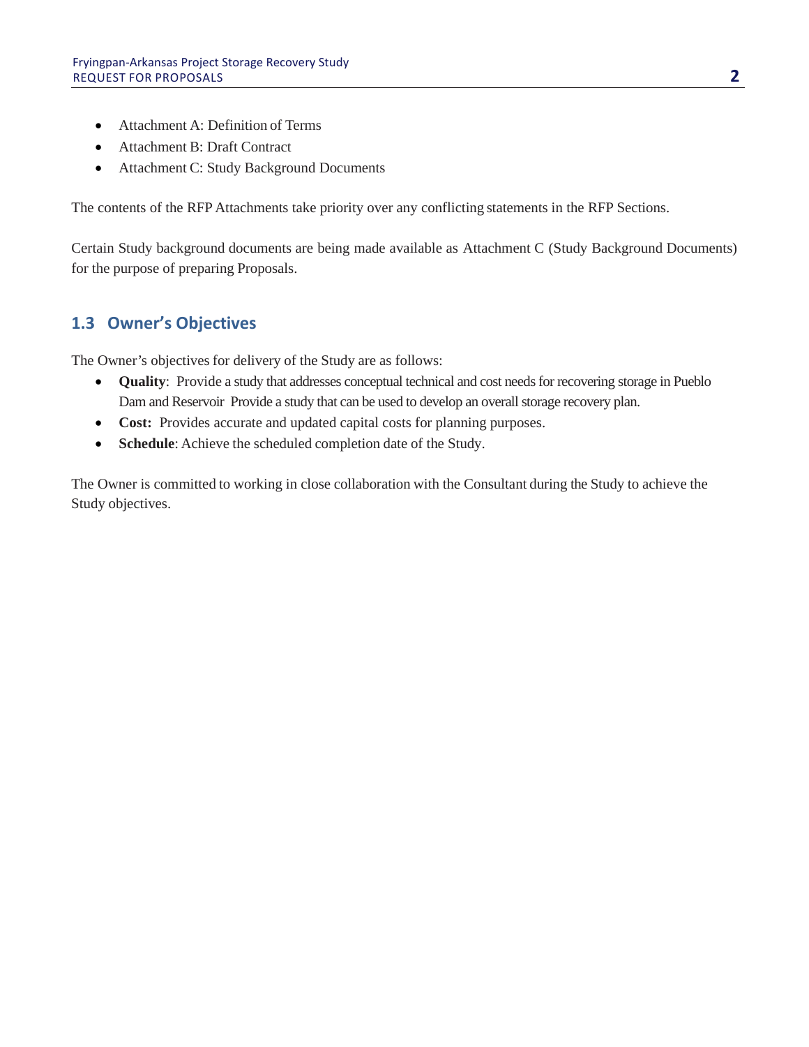- Attachment A: Definition of Terms
- Attachment B: Draft Contract
- Attachment C: Study Background Documents

The contents of the RFP Attachments take priority over any conflicting statements in the RFP Sections.

Certain Study background documents are being made available as Attachment C (Study Background Documents) for the purpose of preparing Proposals.

## 1.3 Owner's Objectives

The Owner's objectives for delivery of the Study are as follows:

- **Quality**: Provide a study that addresses conceptual technical and cost needs for recovering storage in Pueblo Dam and Reservoir Provide a study that can be used to develop an overall storage recovery plan.
- **Cost:** Provides accurate and updated capital costs for planning purposes.
- **Schedule**: Achieve the scheduled completion date of the Study.

The Owner is committed to working in close collaboration with the Consultant during the Study to achieve the Study objectives.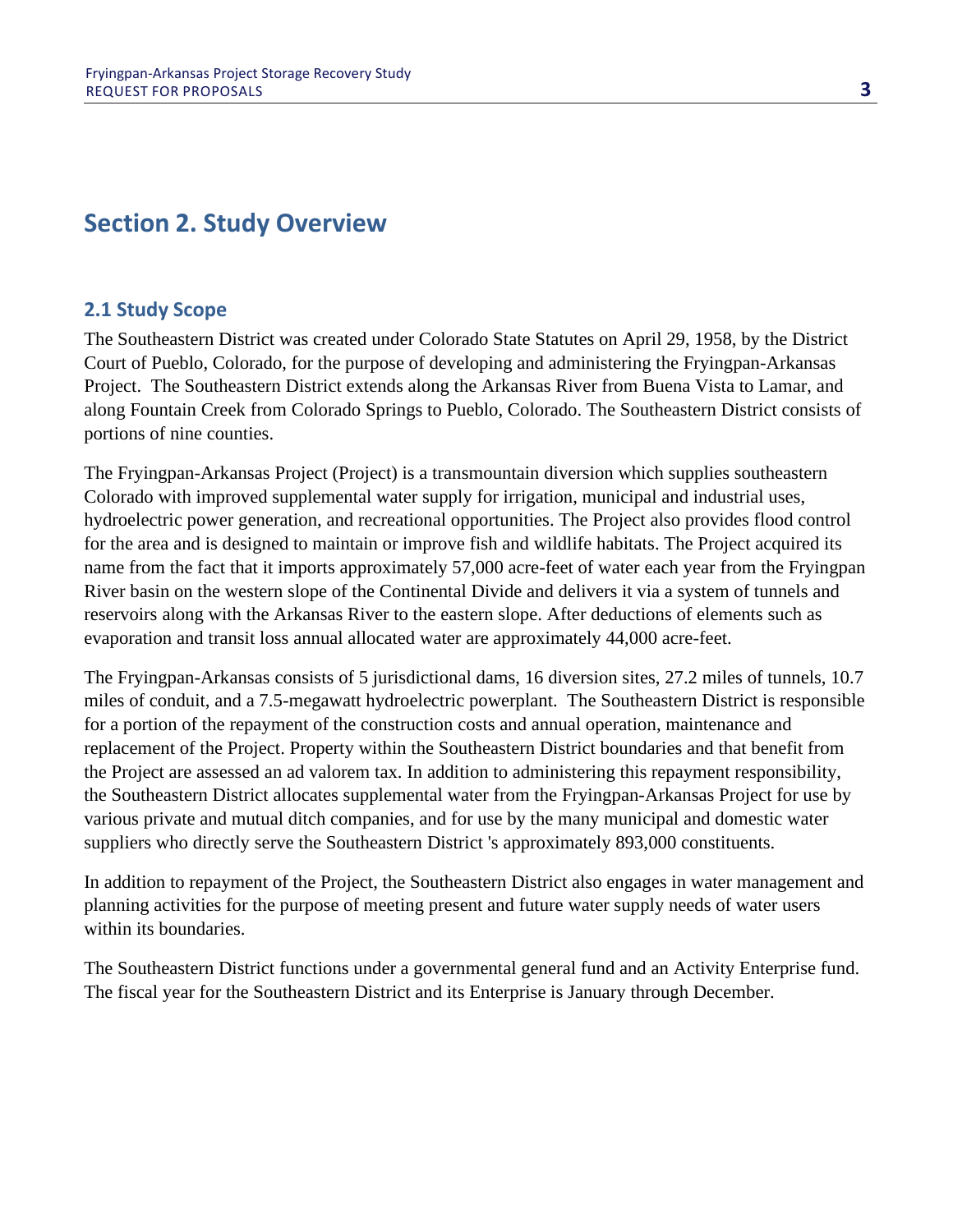## Section 2. Study Overview

### 2.1 Study Scope

The Southeastern District was created under Colorado State Statutes on April 29, 1958, by the District Court of Pueblo, Colorado, for the purpose of developing and administering the Fryingpan-Arkansas Project. The Southeastern District extends along the Arkansas River from Buena Vista to Lamar, and along Fountain Creek from Colorado Springs to Pueblo, Colorado. The Southeastern District consists of portions of nine counties.

The Fryingpan-Arkansas Project (Project) is a transmountain diversion which supplies southeastern Colorado with improved supplemental water supply for irrigation, municipal and industrial uses, hydroelectric power generation, and recreational opportunities. The Project also provides flood control for the area and is designed to maintain or improve fish and wildlife habitats. The Project acquired its name from the fact that it imports approximately 57,000 acre-feet of water each year from the Fryingpan River basin on the western slope of the Continental Divide and delivers it via a system of tunnels and reservoirs along with the Arkansas River to the eastern slope. After deductions of elements such as evaporation and transit loss annual allocated water are approximately 44,000 acre-feet.

The Fryingpan-Arkansas consists of 5 jurisdictional dams, 16 diversion sites, 27.2 miles of tunnels, 10.7 miles of conduit, and a 7.5-megawatt hydroelectric powerplant. The Southeastern District is responsible for a portion of the repayment of the construction costs and annual operation, maintenance and replacement of the Project. Property within the Southeastern District boundaries and that benefit from the Project are assessed an ad valorem tax. In addition to administering this repayment responsibility, the Southeastern District allocates supplemental water from the Fryingpan-Arkansas Project for use by various private and mutual ditch companies, and for use by the many municipal and domestic water suppliers who directly serve the Southeastern District 's approximately 893,000 constituents.

In addition to repayment of the Project, the Southeastern District also engages in water management and planning activities for the purpose of meeting present and future water supply needs of water users within its boundaries.

The Southeastern District functions under a governmental general fund and an Activity Enterprise fund. The fiscal year for the Southeastern District and its Enterprise is January through December.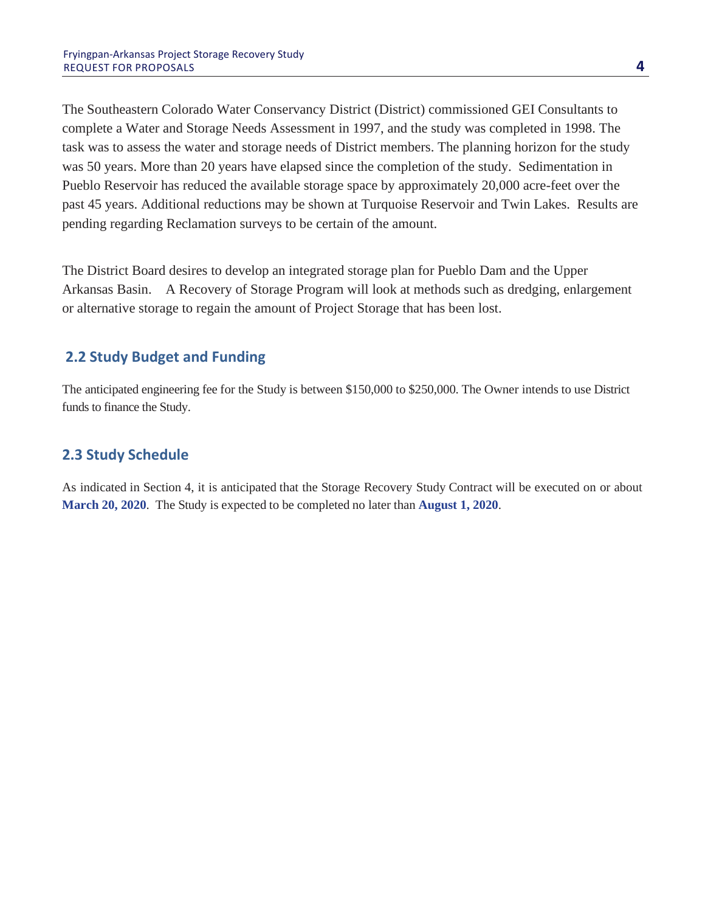The Southeastern Colorado Water Conservancy District (District) commissioned GEI Consultants to complete a Water and Storage Needs Assessment in 1997, and the study was completed in 1998. The task was to assess the water and storage needs of District members. The planning horizon for the study was 50 years. More than 20 years have elapsed since the completion of the study. Sedimentation in Pueblo Reservoir has reduced the available storage space by approximately 20,000 acre-feet over the past 45 years. Additional reductions may be shown at Turquoise Reservoir and Twin Lakes. Results are pending regarding Reclamation surveys to be certain of the amount.

The District Board desires to develop an integrated storage plan for Pueblo Dam and the Upper Arkansas Basin. A Recovery of Storage Program will look at methods such as dredging, enlargement or alternative storage to regain the amount of Project Storage that has been lost.

## 2.2 Study Budget and Funding

The anticipated engineering fee for the Study is between $150,000 to $250,000. The Owner intends to use District funds to finance the Study.

## 2.3 Study Schedule

As indicated in Section 4, it is anticipated that the Storage Recovery Study Contract will be executed on or about **March 20, 2020**. The Study is expected to be completed no later than **August 1, 2020**.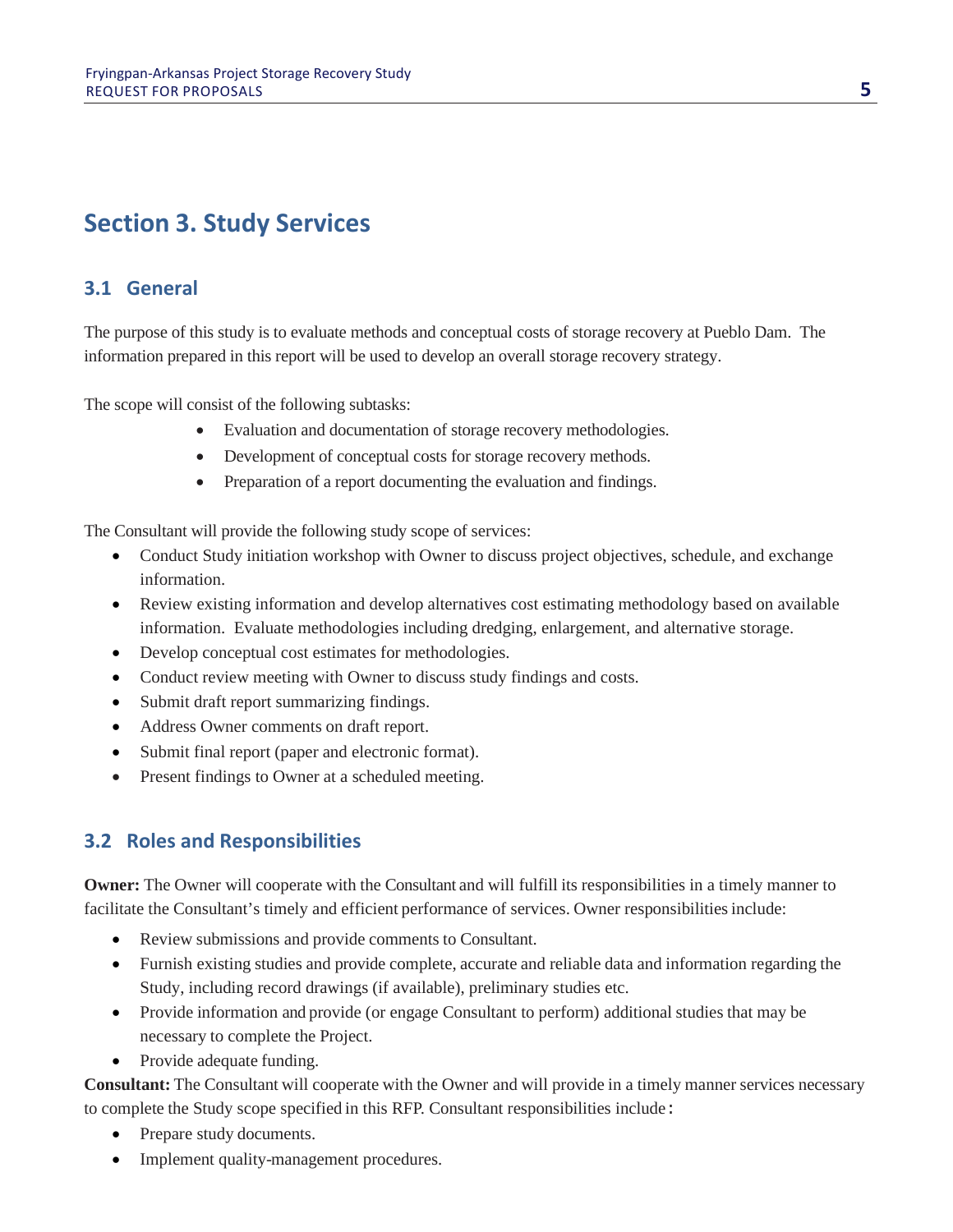# Section 3. Study Services

## 3.1 General

The purpose of this study is to evaluate methods and conceptual costs of storage recovery at Pueblo Dam. The information prepared in this report will be used to develop an overall storage recovery strategy.

The scope will consist of the following subtasks:

- Evaluation and documentation of storage recovery methodologies.
- Development of conceptual costs for storage recovery methods.
- Preparation of a report documenting the evaluation and findings.

The Consultant will provide the following study scope of services:

- Conduct Study initiation workshop with Owner to discuss project objectives, schedule, and exchange information.
- Review existing information and develop alternatives cost estimating methodology based on available information. Evaluate methodologies including dredging, enlargement, and alternative storage.
- Develop conceptual cost estimates for methodologies.
- Conduct review meeting with Owner to discuss study findings and costs.
- Submit draft report summarizing findings.
- Address Owner comments on draft report.
- Submit final report (paper and electronic format).
- Present findings to Owner at a scheduled meeting.

## 3.2 Roles and Responsibilities

**Owner:** The Owner will cooperate with the Consultant and will fulfill its responsibilities in a timely manner to facilitate the Consultant's timely and efficient performance of services. Owner responsibilities include:

- Review submissions and provide comments to Consultant.
- Furnish existing studies and provide complete, accurate and reliable data and information regarding the Study, including record drawings (if available), preliminary studies etc.
- Provide information and provide (or engage Consultant to perform) additional studies that may be necessary to complete the Project.
- Provide adequate funding.

**Consultant:** The Consultant will cooperate with the Owner and will provide in a timely manner services necessary to complete the Study scope specified in this RFP. Consultant responsibilities include:

- Prepare study documents.
- Implement quality-management procedures.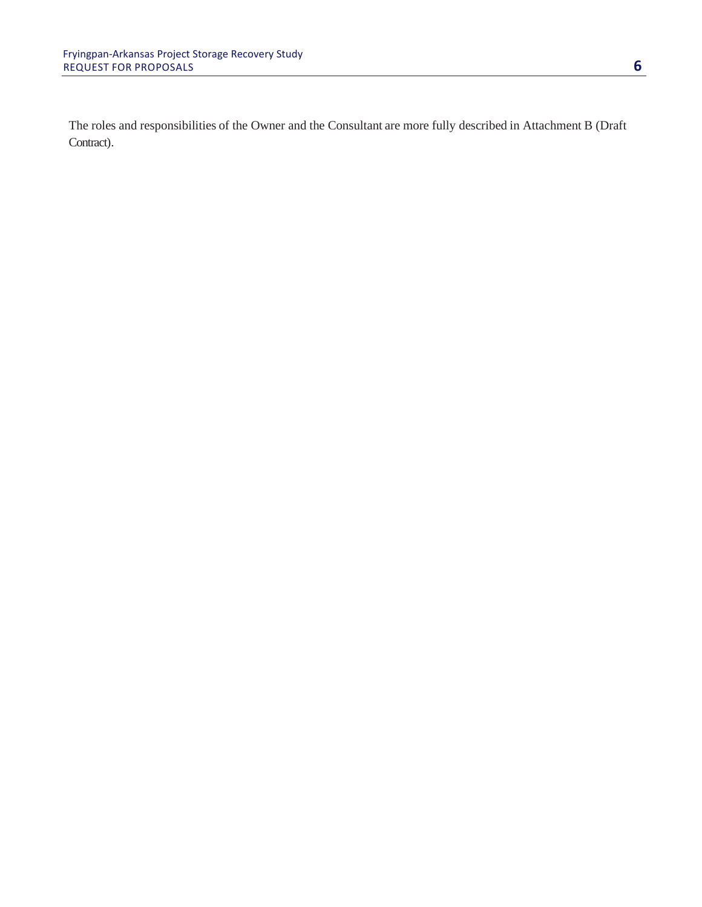The roles and responsibilities of the Owner and the Consultant are more fully described in Attachment B (Draft Contract).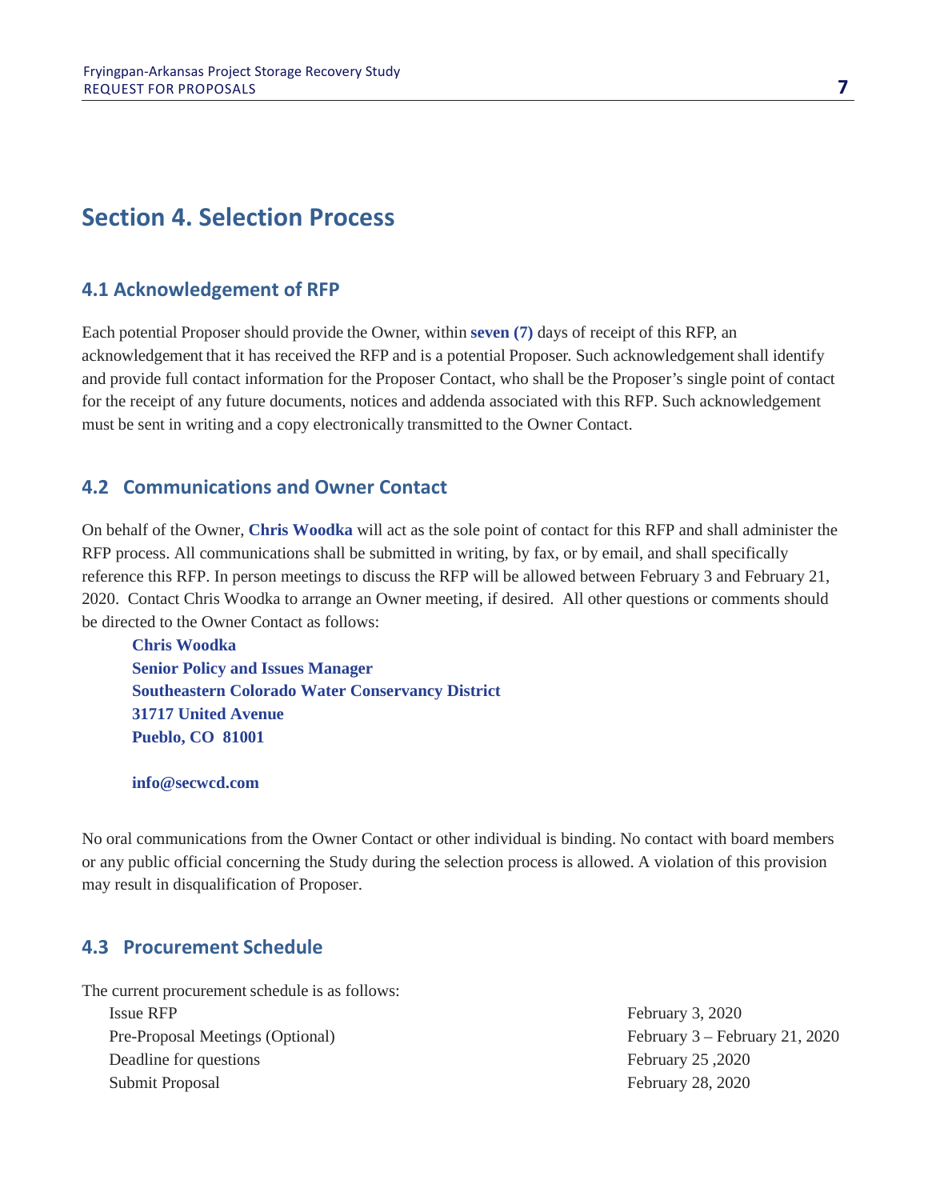# Section 4. Selection Process

## 4.1 Acknowledgement of RFP

Each potential Proposer should provide the Owner, within **seven (7)** days of receipt of this RFP, an acknowledgement that it has received the RFP and is a potential Proposer. Such acknowledgement shall identify and provide full contact information for the Proposer Contact, who shall be the Proposer's single point of contact for the receipt of any future documents, notices and addenda associated with this RFP. Such acknowledgement must be sent in writing and a copy electronically transmitted to the Owner Contact.

## 4.2 Communications and Owner Contact

On behalf of the Owner, **Chris Woodka** will act as the sole point of contact for this RFP and shall administer the RFP process. All communications shall be submitted in writing, by fax, or by email, and shall specifically reference this RFP. In person meetings to discuss the RFP will be allowed between February 3 and February 21, 2020. Contact Chris Woodka to arrange an Owner meeting, if desired. All other questions or comments should be directed to the Owner Contact as follows:

**Chris Woodka**
**Senior Policy and Issues Manager**
**Southeastern Colorado Water Conservancy District**
**31717 United Avenue**
**Pueblo, CO 81001**

**info@secwcd.com**

No oral communications from the Owner Contact or other individual is binding. No contact with board members or any public official concerning the Study during the selection process is allowed. A violation of this provision may result in disqualification of Proposer.

## 4.3 Procurement Schedule

The current procurement schedule is as follows:

| | |
|---|---|
| Issue RFP | February 3, 2020 |
| Pre-Proposal Meetings (Optional) | February 3 – February 21, 2020 |
| Deadline for questions | February 25 ,2020 |
| Submit Proposal | February 28, 2020 |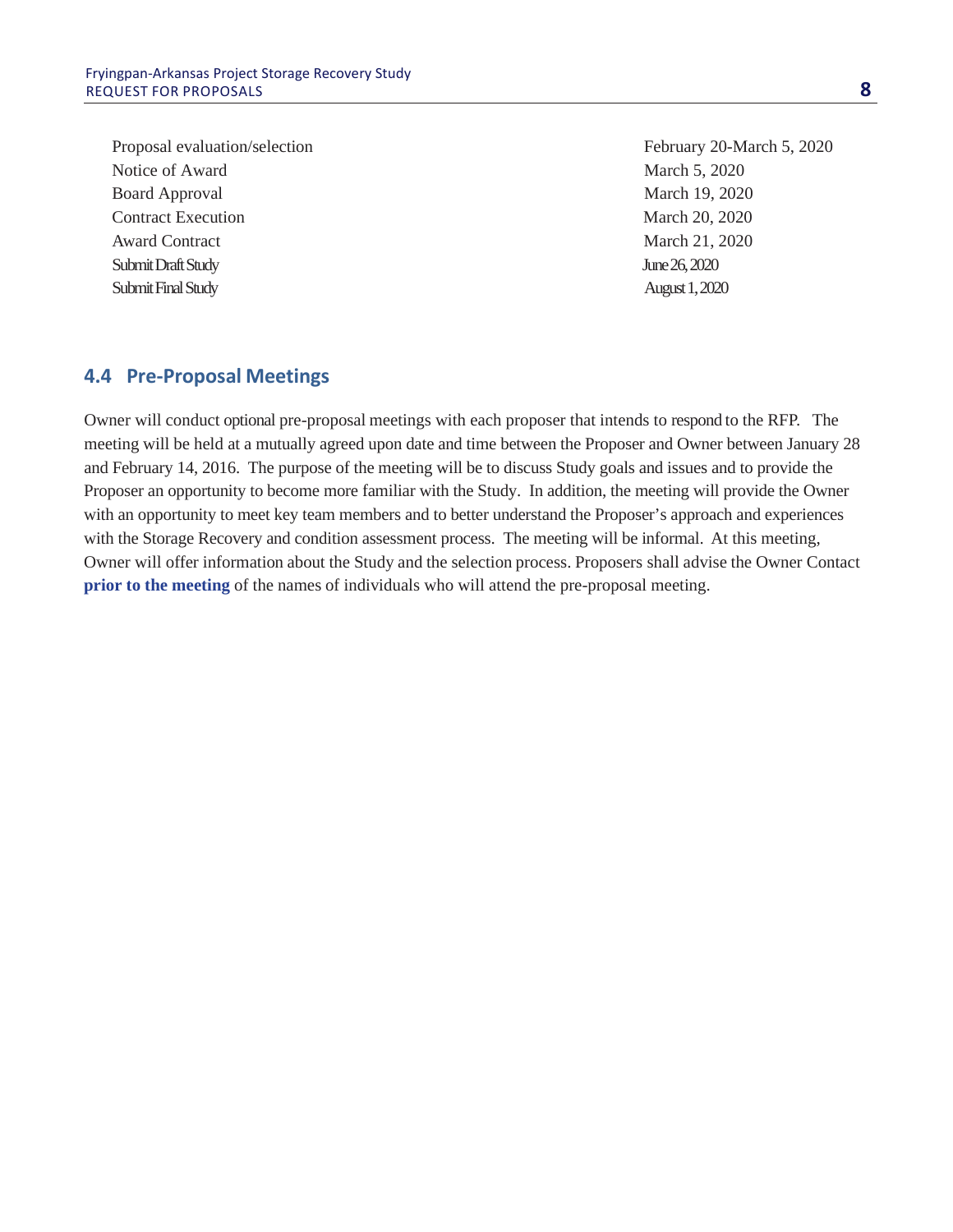| | |
|---|---|
| Proposal evaluation/selection | February 20-March 5, 2020 |
| Notice of Award | March 5, 2020 |
| Board Approval | March 19, 2020 |
| Contract Execution | March 20, 2020 |
| Award Contract | March 21, 2020 |
| Submit Draft Study | June 26, 2020 |
| Submit Final Study | August 1, 2020 |

## 4.4 Pre-Proposal Meetings

Owner will conduct optional pre-proposal meetings with each proposer that intends to respond to the RFP. The meeting will be held at a mutually agreed upon date and time between the Proposer and Owner between January 28 and February 14, 2016. The purpose of the meeting will be to discuss Study goals and issues and to provide the Proposer an opportunity to become more familiar with the Study. In addition, the meeting will provide the Owner with an opportunity to meet key team members and to better understand the Proposer's approach and experiences with the Storage Recovery and condition assessment process. The meeting will be informal. At this meeting, Owner will offer information about the Study and the selection process. Proposers shall advise the Owner Contact **prior to the meeting** of the names of individuals who will attend the pre-proposal meeting.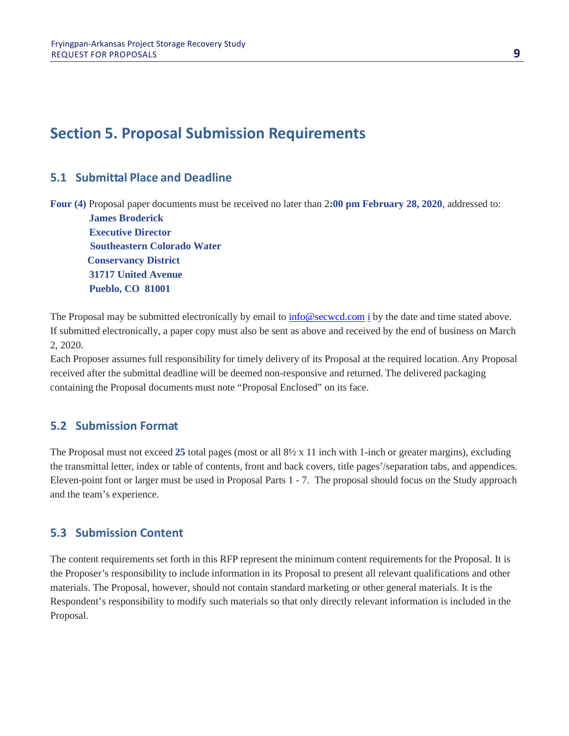# Section 5. Proposal Submission Requirements

## 5.1 Submittal Place and Deadline

**Four (4)** Proposal paper documents must be received no later than 2**:00 pm February 28, 2020**, addressed to:

**James Broderick**
**Executive Director**
**Southeastern Colorado Water**
**Conservancy District**
**31717 United Avenue**
**Pueblo, CO 81001**

The Proposal may be submitted electronically by email to info@secwcd.com i by the date and time stated above. If submitted electronically, a paper copy must also be sent as above and received by the end of business on March 2, 2020.

Each Proposer assumes full responsibility for timely delivery of its Proposal at the required location. Any Proposal received after the submittal deadline will be deemed non-responsive and returned. The delivered packaging containing the Proposal documents must note "Proposal Enclosed" on its face.

## 5.2 Submission Format

The Proposal must not exceed **25** total pages (most or all 8½ x 11 inch with 1-inch or greater margins), excluding the transmittal letter, index or table of contents, front and back covers, title pages'/separation tabs, and appendices. Eleven-point font or larger must be used in Proposal Parts 1 - 7. The proposal should focus on the Study approach and the team's experience.

## 5.3 Submission Content

The content requirements set forth in this RFP represent the minimum content requirements for the Proposal. It is the Proposer's responsibility to include information in its Proposal to present all relevant qualifications and other materials. The Proposal, however, should not contain standard marketing or other general materials. It is the Respondent's responsibility to modify such materials so that only directly relevant information is included in the Proposal.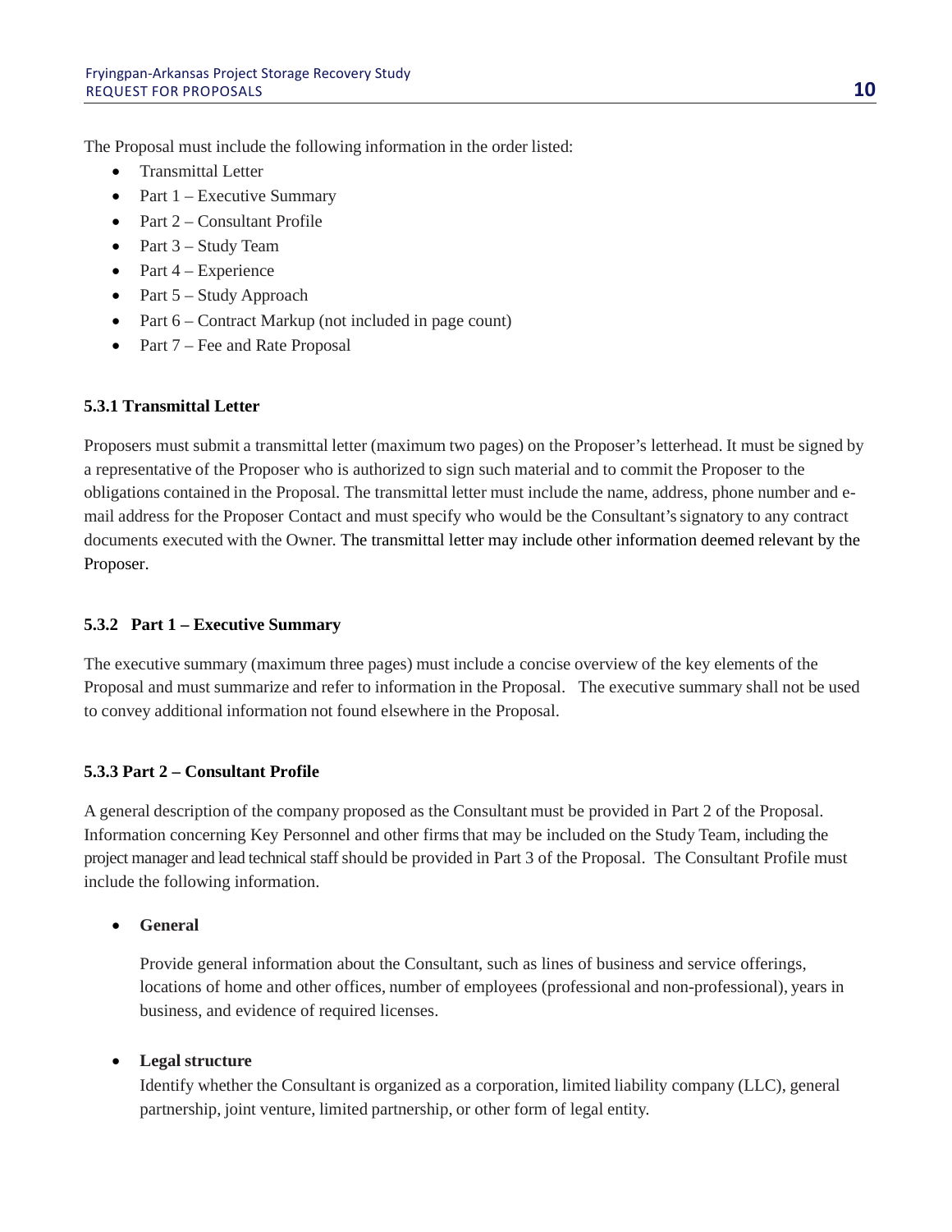The Proposal must include the following information in the order listed:

- Transmittal Letter
- Part 1 – Executive Summary
- Part 2 – Consultant Profile
- Part 3 – Study Team
- Part 4 – Experience
- Part 5 – Study Approach
- Part 6 – Contract Markup (not included in page count)
- Part 7 – Fee and Rate Proposal

#### 5.3.1 Transmittal Letter

Proposers must submit a transmittal letter (maximum two pages) on the Proposer's letterhead. It must be signed by a representative of the Proposer who is authorized to sign such material and to commit the Proposer to the obligations contained in the Proposal. The transmittal letter must include the name, address, phone number and e-mail address for the Proposer Contact and must specify who would be the Consultant's signatory to any contract documents executed with the Owner. The transmittal letter may include other information deemed relevant by the Proposer.

#### 5.3.2 Part 1 – Executive Summary

The executive summary (maximum three pages) must include a concise overview of the key elements of the Proposal and must summarize and refer to information in the Proposal. The executive summary shall not be used to convey additional information not found elsewhere in the Proposal.

#### 5.3.3 Part 2 – Consultant Profile

A general description of the company proposed as the Consultant must be provided in Part 2 of the Proposal. Information concerning Key Personnel and other firms that may be included on the Study Team, including the project manager and lead technical staff should be provided in Part 3 of the Proposal. The Consultant Profile must include the following information.

- **General**

  Provide general information about the Consultant, such as lines of business and service offerings, locations of home and other offices, number of employees (professional and non-professional), years in business, and evidence of required licenses.

- **Legal structure**

  Identify whether the Consultant is organized as a corporation, limited liability company (LLC), general partnership, joint venture, limited partnership, or other form of legal entity.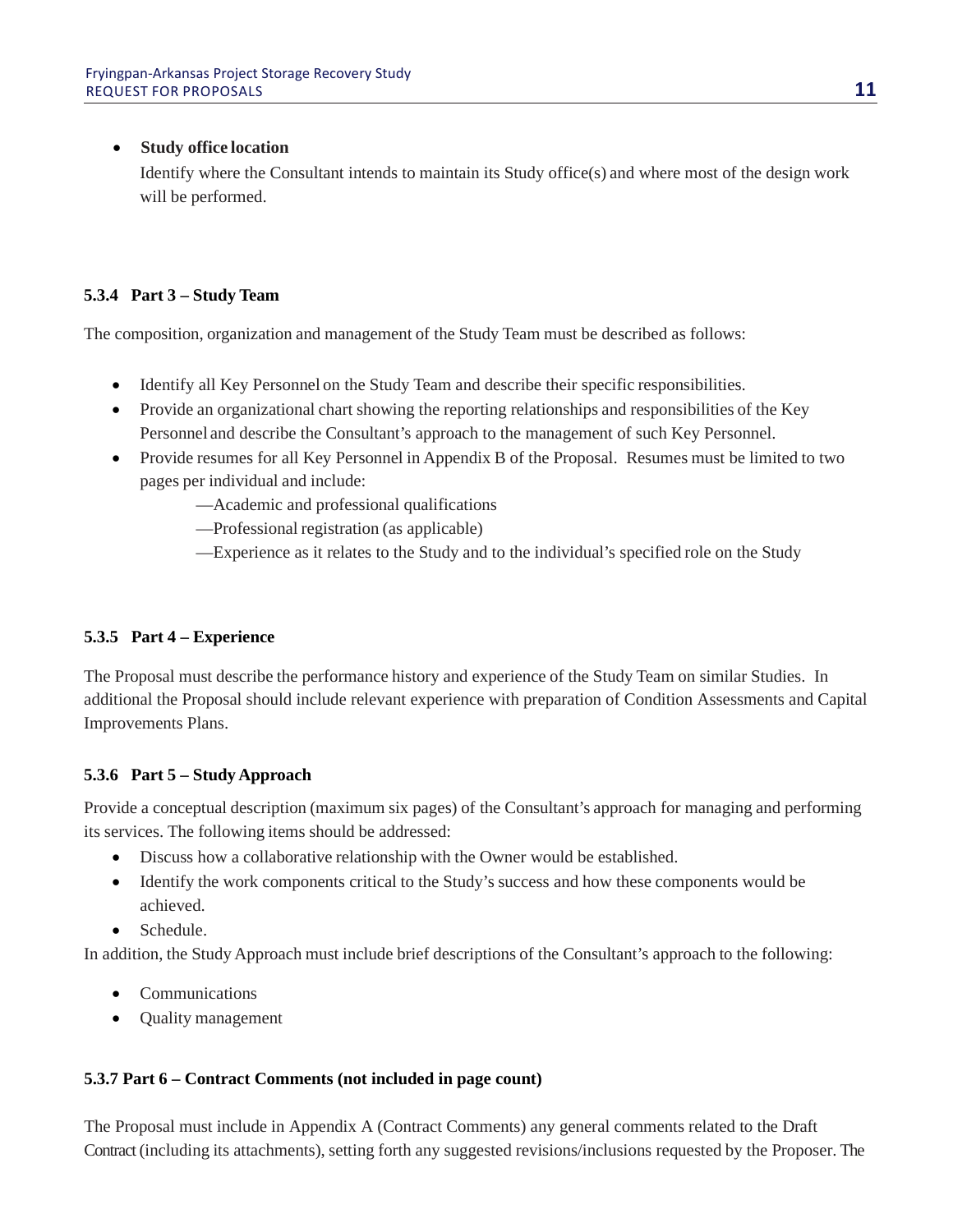- **Study office location**

  Identify where the Consultant intends to maintain its Study office(s) and where most of the design work will be performed.

#### 5.3.4 Part 3 – Study Team

The composition, organization and management of the Study Team must be described as follows:

- Identify all Key Personnel on the Study Team and describe their specific responsibilities.
- Provide an organizational chart showing the reporting relationships and responsibilities of the Key Personnel and describe the Consultant's approach to the management of such Key Personnel.
- Provide resumes for all Key Personnel in Appendix B of the Proposal. Resumes must be limited to two pages per individual and include:
  - —Academic and professional qualifications
  - —Professional registration (as applicable)
  - —Experience as it relates to the Study and to the individual's specified role on the Study

#### 5.3.5 Part 4 – Experience

The Proposal must describe the performance history and experience of the Study Team on similar Studies. In additional the Proposal should include relevant experience with preparation of Condition Assessments and Capital Improvements Plans.

#### 5.3.6 Part 5 – Study Approach

Provide a conceptual description (maximum six pages) of the Consultant's approach for managing and performing its services. The following items should be addressed:

- Discuss how a collaborative relationship with the Owner would be established.
- Identify the work components critical to the Study's success and how these components would be achieved.
- Schedule.

In addition, the Study Approach must include brief descriptions of the Consultant's approach to the following:

- Communications
- Quality management

#### 5.3.7 Part 6 – Contract Comments (not included in page count)

The Proposal must include in Appendix A (Contract Comments) any general comments related to the Draft Contract (including its attachments), setting forth any suggested revisions/inclusions requested by the Proposer. The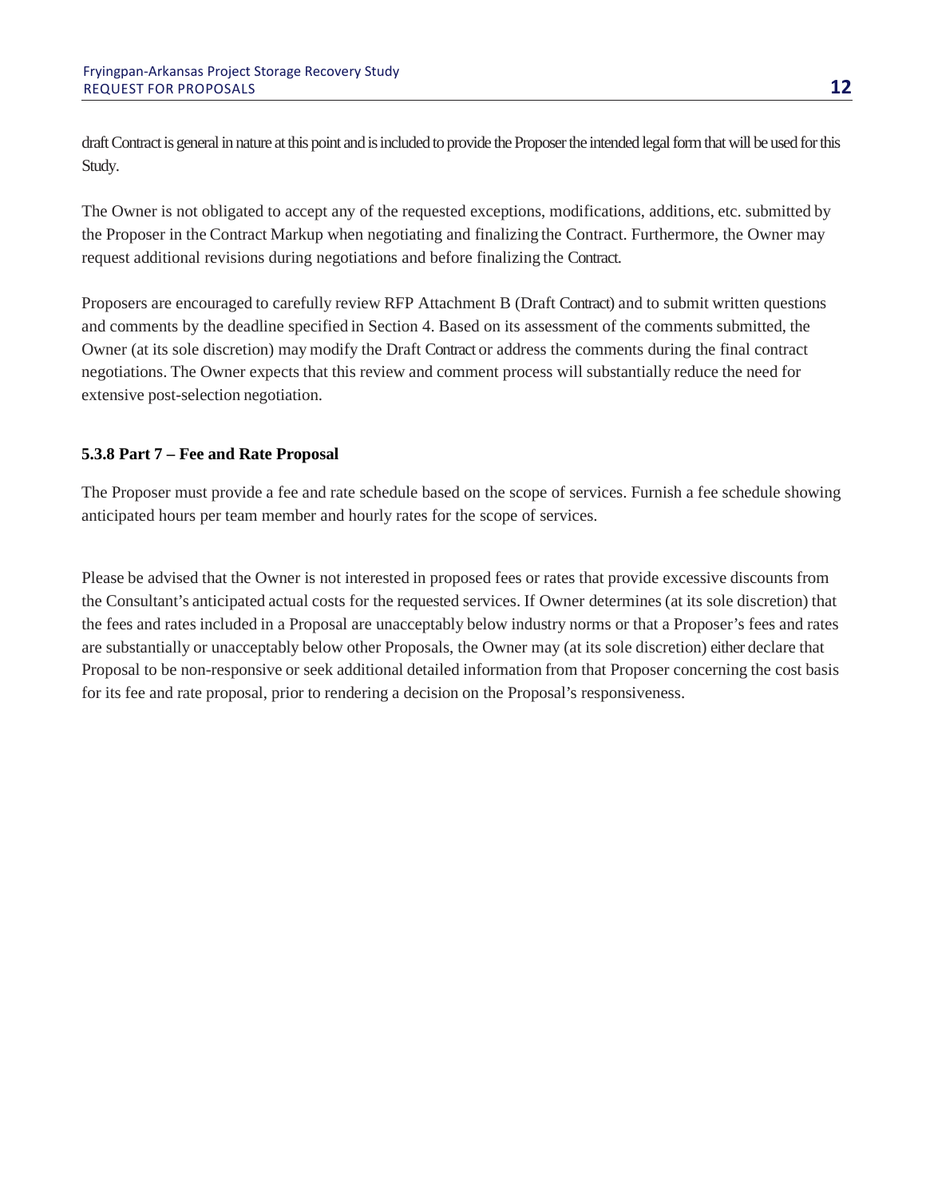draft Contract is general in nature at this point and is included to provide the Proposer the intended legal form that will be used for this Study.

The Owner is not obligated to accept any of the requested exceptions, modifications, additions, etc. submitted by the Proposer in the Contract Markup when negotiating and finalizing the Contract. Furthermore, the Owner may request additional revisions during negotiations and before finalizing the Contract.

Proposers are encouraged to carefully review RFP Attachment B (Draft Contract) and to submit written questions and comments by the deadline specified in Section 4. Based on its assessment of the comments submitted, the Owner (at its sole discretion) may modify the Draft Contract or address the comments during the final contract negotiations. The Owner expects that this review and comment process will substantially reduce the need for extensive post-selection negotiation.

#### 5.3.8 Part 7 – Fee and Rate Proposal

The Proposer must provide a fee and rate schedule based on the scope of services. Furnish a fee schedule showing anticipated hours per team member and hourly rates for the scope of services.

Please be advised that the Owner is not interested in proposed fees or rates that provide excessive discounts from the Consultant's anticipated actual costs for the requested services. If Owner determines (at its sole discretion) that the fees and rates included in a Proposal are unacceptably below industry norms or that a Proposer's fees and rates are substantially or unacceptably below other Proposals, the Owner may (at its sole discretion) either declare that Proposal to be non-responsive or seek additional detailed information from that Proposer concerning the cost basis for its fee and rate proposal, prior to rendering a decision on the Proposal's responsiveness.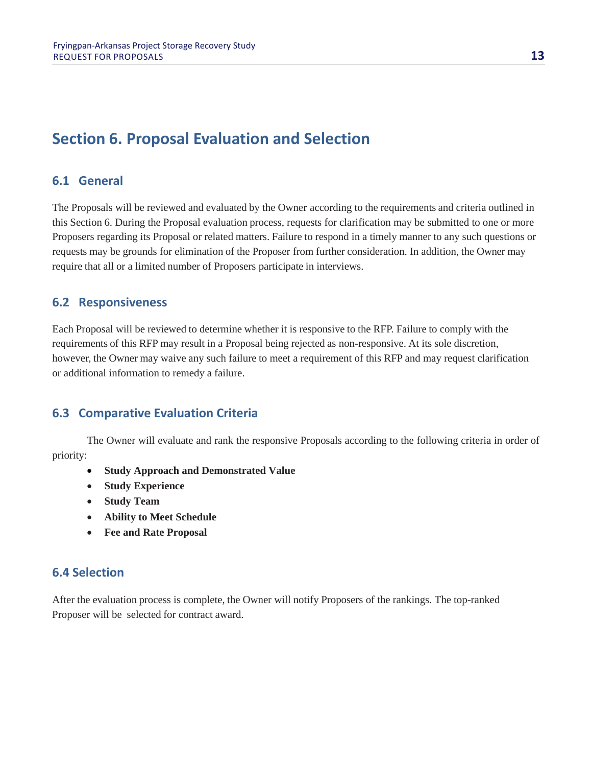# Section 6. Proposal Evaluation and Selection

## 6.1 General

The Proposals will be reviewed and evaluated by the Owner according to the requirements and criteria outlined in this Section 6. During the Proposal evaluation process, requests for clarification may be submitted to one or more Proposers regarding its Proposal or related matters. Failure to respond in a timely manner to any such questions or requests may be grounds for elimination of the Proposer from further consideration. In addition, the Owner may require that all or a limited number of Proposers participate in interviews.

## 6.2 Responsiveness

Each Proposal will be reviewed to determine whether it is responsive to the RFP. Failure to comply with the requirements of this RFP may result in a Proposal being rejected as non-responsive. At its sole discretion, however, the Owner may waive any such failure to meet a requirement of this RFP and may request clarification or additional information to remedy a failure.

## 6.3 Comparative Evaluation Criteria

The Owner will evaluate and rank the responsive Proposals according to the following criteria in order of priority:

- **Study Approach and Demonstrated Value**
- **Study Experience**
- **Study Team**
- **Ability to Meet Schedule**
- **Fee and Rate Proposal**

## 6.4 Selection

After the evaluation process is complete, the Owner will notify Proposers of the rankings. The top-ranked Proposer will be selected for contract award.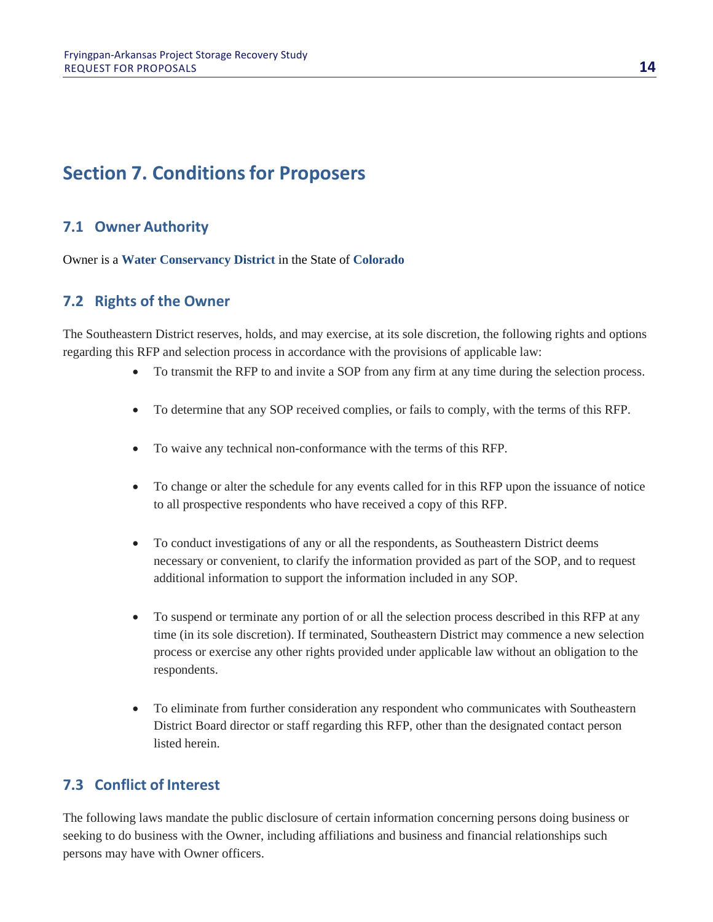# Section 7. Conditions for Proposers

## 7.1 Owner Authority

Owner is a **Water Conservancy District** in the State of **Colorado**

## 7.2 Rights of the Owner

The Southeastern District reserves, holds, and may exercise, at its sole discretion, the following rights and options regarding this RFP and selection process in accordance with the provisions of applicable law:

- To transmit the RFP to and invite a SOP from any firm at any time during the selection process.
- To determine that any SOP received complies, or fails to comply, with the terms of this RFP.
- To waive any technical non-conformance with the terms of this RFP.
- To change or alter the schedule for any events called for in this RFP upon the issuance of notice to all prospective respondents who have received a copy of this RFP.
- To conduct investigations of any or all the respondents, as Southeastern District deems necessary or convenient, to clarify the information provided as part of the SOP, and to request additional information to support the information included in any SOP.
- To suspend or terminate any portion of or all the selection process described in this RFP at any time (in its sole discretion). If terminated, Southeastern District may commence a new selection process or exercise any other rights provided under applicable law without an obligation to the respondents.
- To eliminate from further consideration any respondent who communicates with Southeastern District Board director or staff regarding this RFP, other than the designated contact person listed herein.

## 7.3 Conflict of Interest

The following laws mandate the public disclosure of certain information concerning persons doing business or seeking to do business with the Owner, including affiliations and business and financial relationships such persons may have with Owner officers.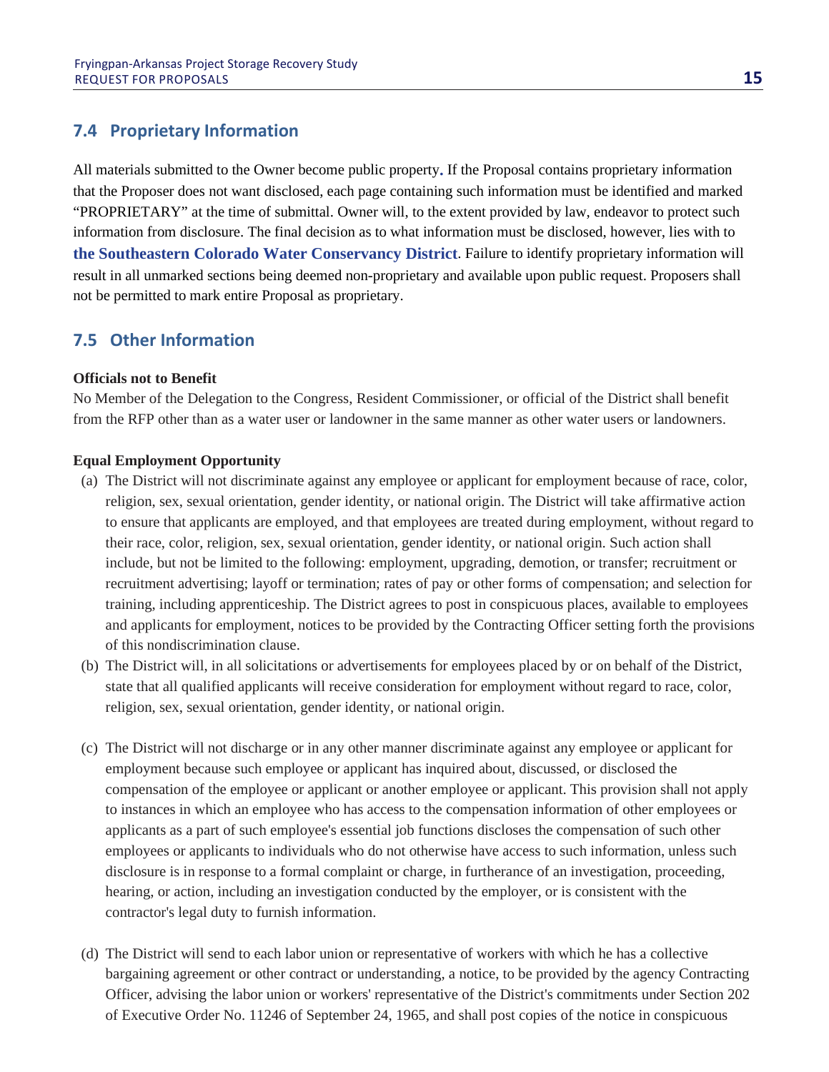## 7.4 Proprietary Information

All materials submitted to the Owner become public property. If the Proposal contains proprietary information that the Proposer does not want disclosed, each page containing such information must be identified and marked "PROPRIETARY" at the time of submittal. Owner will, to the extent provided by law, endeavor to protect such information from disclosure. The final decision as to what information must be disclosed, however, lies with to **the Southeastern Colorado Water Conservancy District**. Failure to identify proprietary information will result in all unmarked sections being deemed non-proprietary and available upon public request. Proposers shall not be permitted to mark entire Proposal as proprietary.

## 7.5 Other Information

**Officials not to Benefit**

No Member of the Delegation to the Congress, Resident Commissioner, or official of the District shall benefit from the RFP other than as a water user or landowner in the same manner as other water users or landowners.

**Equal Employment Opportunity**

(a) The District will not discriminate against any employee or applicant for employment because of race, color, religion, sex, sexual orientation, gender identity, or national origin. The District will take affirmative action to ensure that applicants are employed, and that employees are treated during employment, without regard to their race, color, religion, sex, sexual orientation, gender identity, or national origin. Such action shall include, but not be limited to the following: employment, upgrading, demotion, or transfer; recruitment or recruitment advertising; layoff or termination; rates of pay or other forms of compensation; and selection for training, including apprenticeship. The District agrees to post in conspicuous places, available to employees and applicants for employment, notices to be provided by the Contracting Officer setting forth the provisions of this nondiscrimination clause.

(b) The District will, in all solicitations or advertisements for employees placed by or on behalf of the District, state that all qualified applicants will receive consideration for employment without regard to race, color, religion, sex, sexual orientation, gender identity, or national origin.

(c) The District will not discharge or in any other manner discriminate against any employee or applicant for employment because such employee or applicant has inquired about, discussed, or disclosed the compensation of the employee or applicant or another employee or applicant. This provision shall not apply to instances in which an employee who has access to the compensation information of other employees or applicants as a part of such employee's essential job functions discloses the compensation of such other employees or applicants to individuals who do not otherwise have access to such information, unless such disclosure is in response to a formal complaint or charge, in furtherance of an investigation, proceeding, hearing, or action, including an investigation conducted by the employer, or is consistent with the contractor's legal duty to furnish information.

(d) The District will send to each labor union or representative of workers with which he has a collective bargaining agreement or other contract or understanding, a notice, to be provided by the agency Contracting Officer, advising the labor union or workers' representative of the District's commitments under Section 202 of Executive Order No. 11246 of September 24, 1965, and shall post copies of the notice in conspicuous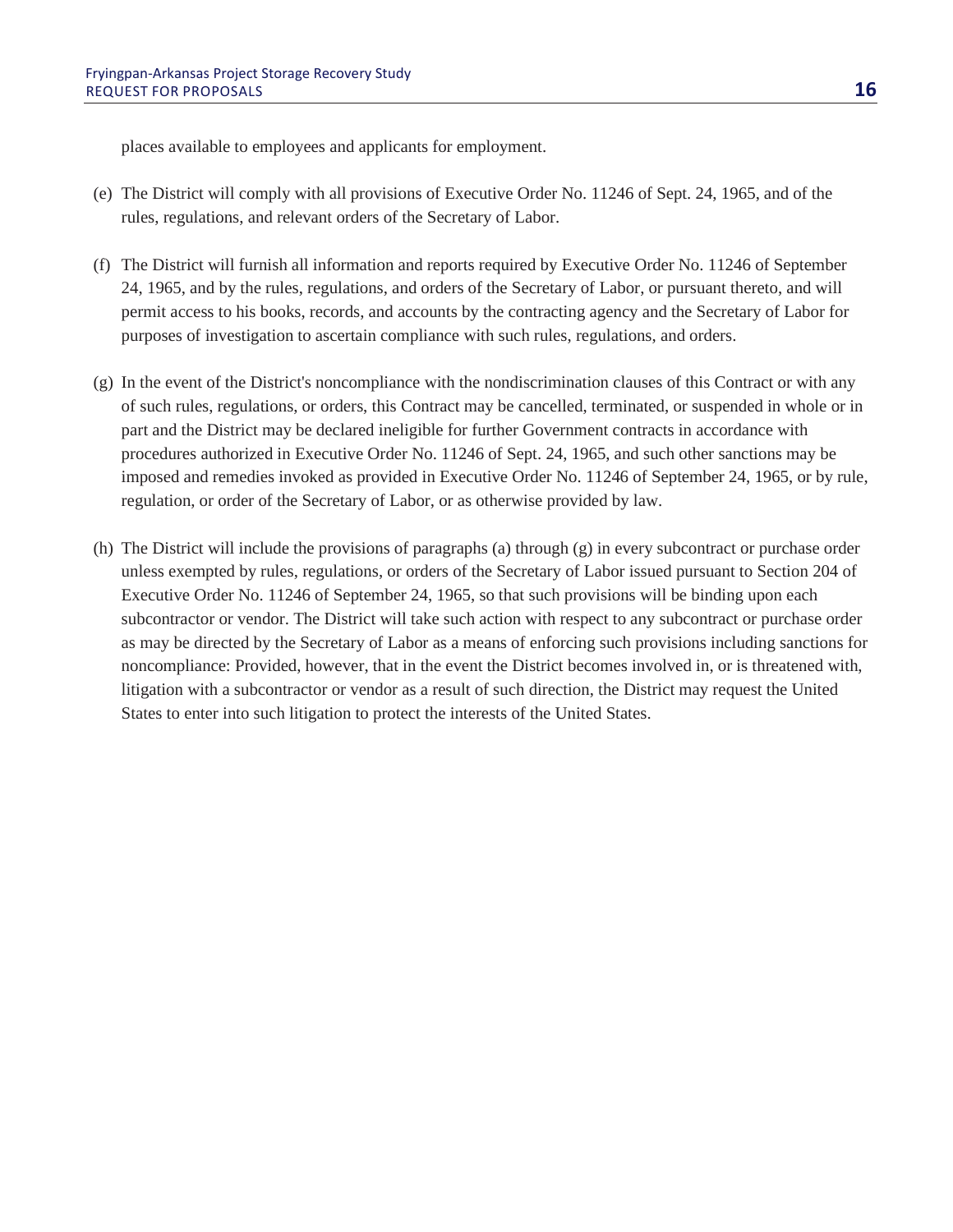places available to employees and applicants for employment.

(e) The District will comply with all provisions of Executive Order No. 11246 of Sept. 24, 1965, and of the rules, regulations, and relevant orders of the Secretary of Labor.

(f) The District will furnish all information and reports required by Executive Order No. 11246 of September 24, 1965, and by the rules, regulations, and orders of the Secretary of Labor, or pursuant thereto, and will permit access to his books, records, and accounts by the contracting agency and the Secretary of Labor for purposes of investigation to ascertain compliance with such rules, regulations, and orders.

(g) In the event of the District's noncompliance with the nondiscrimination clauses of this Contract or with any of such rules, regulations, or orders, this Contract may be cancelled, terminated, or suspended in whole or in part and the District may be declared ineligible for further Government contracts in accordance with procedures authorized in Executive Order No. 11246 of Sept. 24, 1965, and such other sanctions may be imposed and remedies invoked as provided in Executive Order No. 11246 of September 24, 1965, or by rule, regulation, or order of the Secretary of Labor, or as otherwise provided by law.

(h) The District will include the provisions of paragraphs (a) through (g) in every subcontract or purchase order unless exempted by rules, regulations, or orders of the Secretary of Labor issued pursuant to Section 204 of Executive Order No. 11246 of September 24, 1965, so that such provisions will be binding upon each subcontractor or vendor. The District will take such action with respect to any subcontract or purchase order as may be directed by the Secretary of Labor as a means of enforcing such provisions including sanctions for noncompliance: Provided, however, that in the event the District becomes involved in, or is threatened with, litigation with a subcontractor or vendor as a result of such direction, the District may request the United States to enter into such litigation to protect the interests of the United States.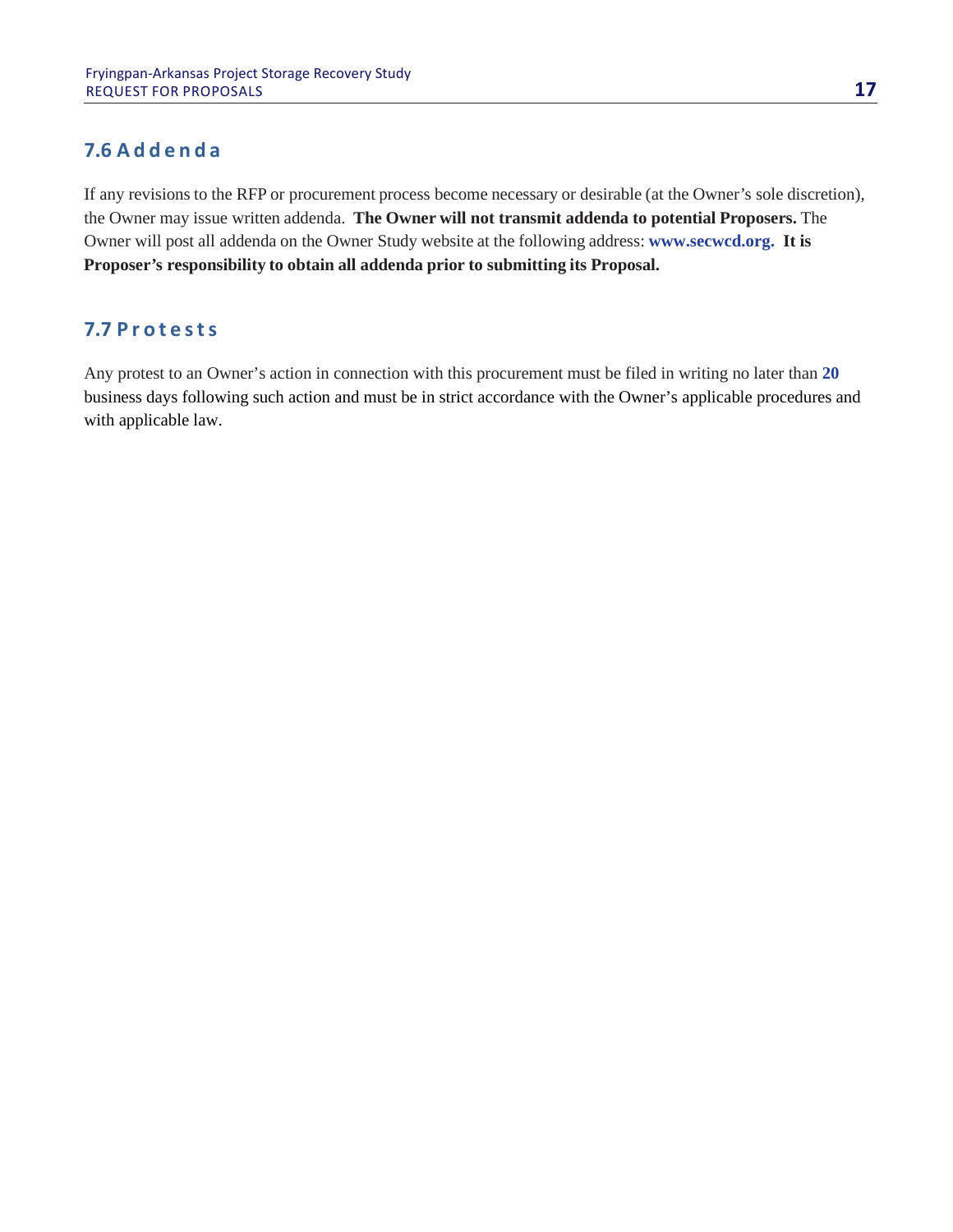## 7.6 Addenda

If any revisions to the RFP or procurement process become necessary or desirable (at the Owner's sole discretion), the Owner may issue written addenda. **The Owner will not transmit addenda to potential Proposers.** The Owner will post all addenda on the Owner Study website at the following address: **www.secwcd.org.** **It is Proposer's responsibility to obtain all addenda prior to submitting its Proposal.**

## 7.7 Protests

Any protest to an Owner's action in connection with this procurement must be filed in writing no later than **20** business days following such action and must be in strict accordance with the Owner's applicable procedures and with applicable law.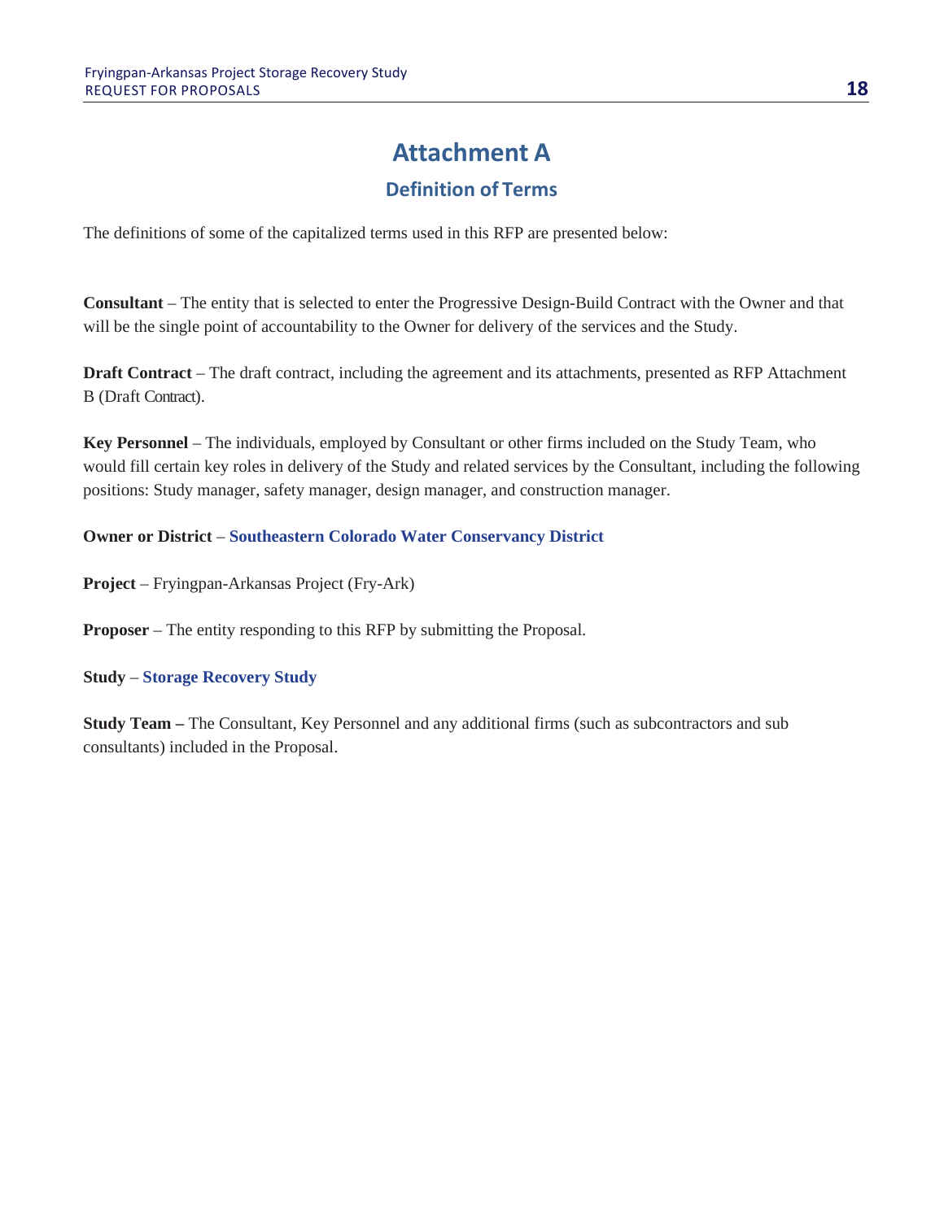# Attachment A

## Definition of Terms

The definitions of some of the capitalized terms used in this RFP are presented below:

**Consultant** – The entity that is selected to enter the Progressive Design-Build Contract with the Owner and that will be the single point of accountability to the Owner for delivery of the services and the Study.

**Draft Contract** – The draft contract, including the agreement and its attachments, presented as RFP Attachment B (Draft Contract).

**Key Personnel** – The individuals, employed by Consultant or other firms included on the Study Team, who would fill certain key roles in delivery of the Study and related services by the Consultant, including the following positions: Study manager, safety manager, design manager, and construction manager.

**Owner or District** – **Southeastern Colorado Water Conservancy District**

**Project** – Fryingpan-Arkansas Project (Fry-Ark)

**Proposer** – The entity responding to this RFP by submitting the Proposal.

**Study** – **Storage Recovery Study**

**Study Team –** The Consultant, Key Personnel and any additional firms (such as subcontractors and sub consultants) included in the Proposal.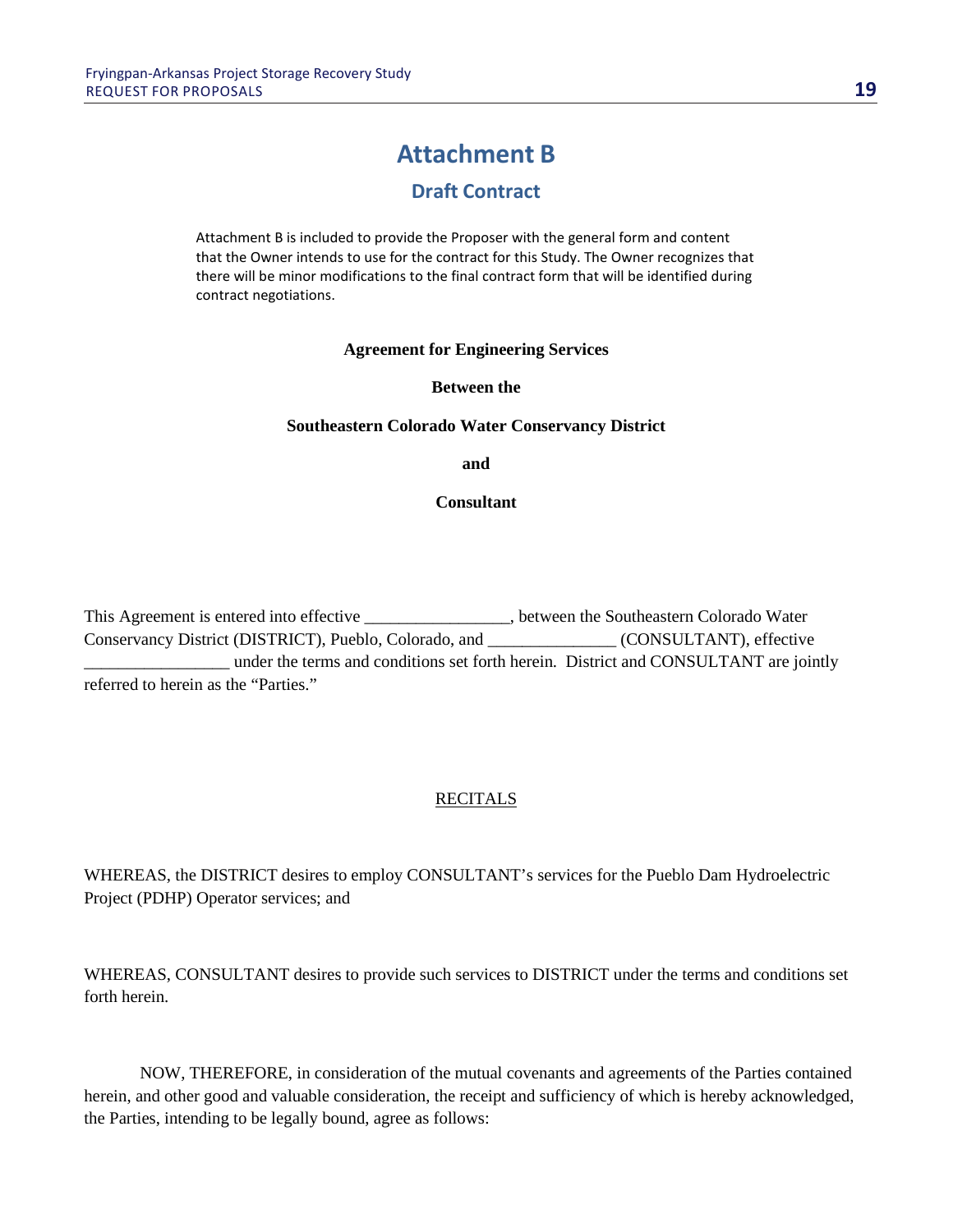# Attachment B

## Draft Contract

Attachment B is included to provide the Proposer with the general form and content that the Owner intends to use for the contract for this Study. The Owner recognizes that there will be minor modifications to the final contract form that will be identified during contract negotiations.

**Agreement for Engineering Services**

**Between the**

**Southeastern Colorado Water Conservancy District**

**and**

**Consultant**

This Agreement is entered into effective _________________, between the Southeastern Colorado Water Conservancy District (DISTRICT), Pueblo, Colorado, and _______________ (CONSULTANT), effective _________________ under the terms and conditions set forth herein. District and CONSULTANT are jointly referred to herein as the "Parties."

RECITALS

WHEREAS, the DISTRICT desires to employ CONSULTANT's services for the Pueblo Dam Hydroelectric Project (PDHP) Operator services; and

WHEREAS, CONSULTANT desires to provide such services to DISTRICT under the terms and conditions set forth herein.

NOW, THEREFORE, in consideration of the mutual covenants and agreements of the Parties contained herein, and other good and valuable consideration, the receipt and sufficiency of which is hereby acknowledged, the Parties, intending to be legally bound, agree as follows: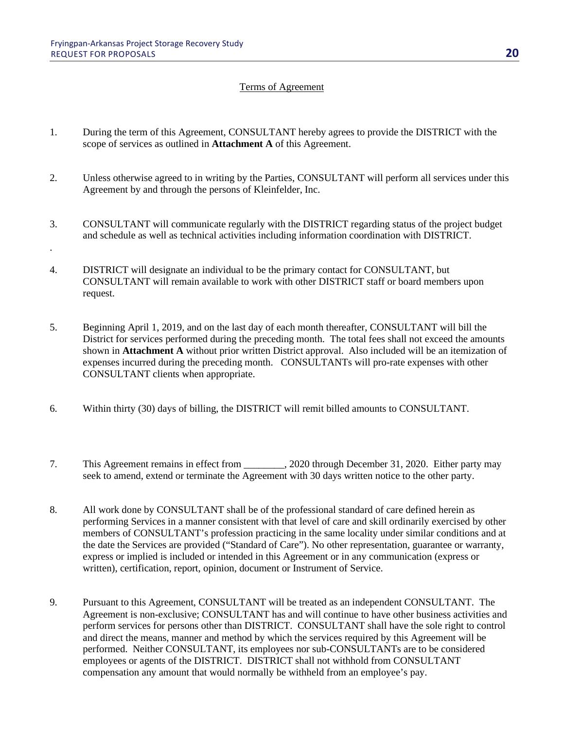Terms of Agreement

1. During the term of this Agreement, CONSULTANT hereby agrees to provide the DISTRICT with the scope of services as outlined in **Attachment A** of this Agreement.

2. Unless otherwise agreed to in writing by the Parties, CONSULTANT will perform all services under this Agreement by and through the persons of Kleinfelder, Inc.

3. CONSULTANT will communicate regularly with the DISTRICT regarding status of the project budget and schedule as well as technical activities including information coordination with DISTRICT.

.

4. DISTRICT will designate an individual to be the primary contact for CONSULTANT, but CONSULTANT will remain available to work with other DISTRICT staff or board members upon request.

5. Beginning April 1, 2019, and on the last day of each month thereafter, CONSULTANT will bill the District for services performed during the preceding month. The total fees shall not exceed the amounts shown in **Attachment A** without prior written District approval. Also included will be an itemization of expenses incurred during the preceding month. CONSULTANTs will pro-rate expenses with other CONSULTANT clients when appropriate.

6. Within thirty (30) days of billing, the DISTRICT will remit billed amounts to CONSULTANT.

7. This Agreement remains in effect from ________, 2020 through December 31, 2020. Either party may seek to amend, extend or terminate the Agreement with 30 days written notice to the other party.

8. All work done by CONSULTANT shall be of the professional standard of care defined herein as performing Services in a manner consistent with that level of care and skill ordinarily exercised by other members of CONSULTANT's profession practicing in the same locality under similar conditions and at the date the Services are provided ("Standard of Care"). No other representation, guarantee or warranty, express or implied is included or intended in this Agreement or in any communication (express or written), certification, report, opinion, document or Instrument of Service.

9. Pursuant to this Agreement, CONSULTANT will be treated as an independent CONSULTANT. The Agreement is non-exclusive; CONSULTANT has and will continue to have other business activities and perform services for persons other than DISTRICT. CONSULTANT shall have the sole right to control and direct the means, manner and method by which the services required by this Agreement will be performed. Neither CONSULTANT, its employees nor sub-CONSULTANTs are to be considered employees or agents of the DISTRICT. DISTRICT shall not withhold from CONSULTANT compensation any amount that would normally be withheld from an employee's pay.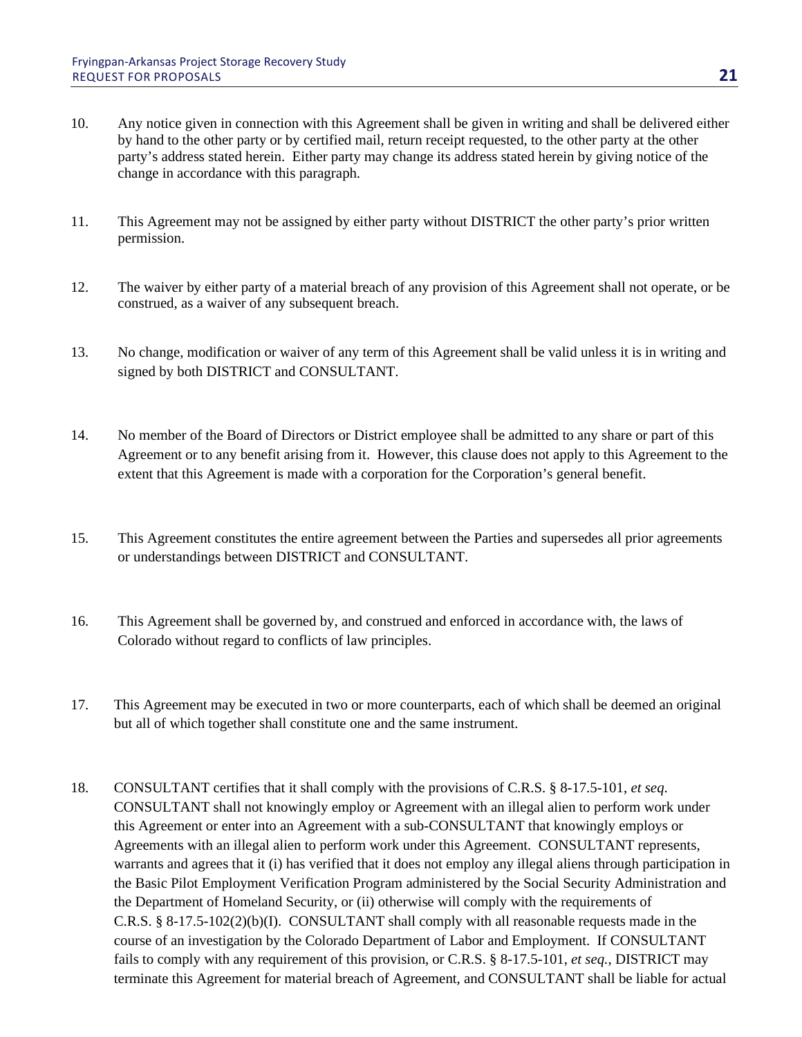10. Any notice given in connection with this Agreement shall be given in writing and shall be delivered either by hand to the other party or by certified mail, return receipt requested, to the other party at the other party's address stated herein. Either party may change its address stated herein by giving notice of the change in accordance with this paragraph.

11. This Agreement may not be assigned by either party without DISTRICT the other party's prior written permission.

12. The waiver by either party of a material breach of any provision of this Agreement shall not operate, or be construed, as a waiver of any subsequent breach.

13. No change, modification or waiver of any term of this Agreement shall be valid unless it is in writing and signed by both DISTRICT and CONSULTANT.

14. No member of the Board of Directors or District employee shall be admitted to any share or part of this Agreement or to any benefit arising from it. However, this clause does not apply to this Agreement to the extent that this Agreement is made with a corporation for the Corporation's general benefit.

15. This Agreement constitutes the entire agreement between the Parties and supersedes all prior agreements or understandings between DISTRICT and CONSULTANT.

16. This Agreement shall be governed by, and construed and enforced in accordance with, the laws of Colorado without regard to conflicts of law principles.

17. This Agreement may be executed in two or more counterparts, each of which shall be deemed an original but all of which together shall constitute one and the same instrument.

18. CONSULTANT certifies that it shall comply with the provisions of C.R.S. § 8-17.5-101, *et seq.* CONSULTANT shall not knowingly employ or Agreement with an illegal alien to perform work under this Agreement or enter into an Agreement with a sub-CONSULTANT that knowingly employs or Agreements with an illegal alien to perform work under this Agreement. CONSULTANT represents, warrants and agrees that it (i) has verified that it does not employ any illegal aliens through participation in the Basic Pilot Employment Verification Program administered by the Social Security Administration and the Department of Homeland Security, or (ii) otherwise will comply with the requirements of C.R.S. § 8-17.5-102(2)(b)(I). CONSULTANT shall comply with all reasonable requests made in the course of an investigation by the Colorado Department of Labor and Employment. If CONSULTANT fails to comply with any requirement of this provision, or C.R.S. § 8-17.5-101, *et seq.*, DISTRICT may terminate this Agreement for material breach of Agreement, and CONSULTANT shall be liable for actual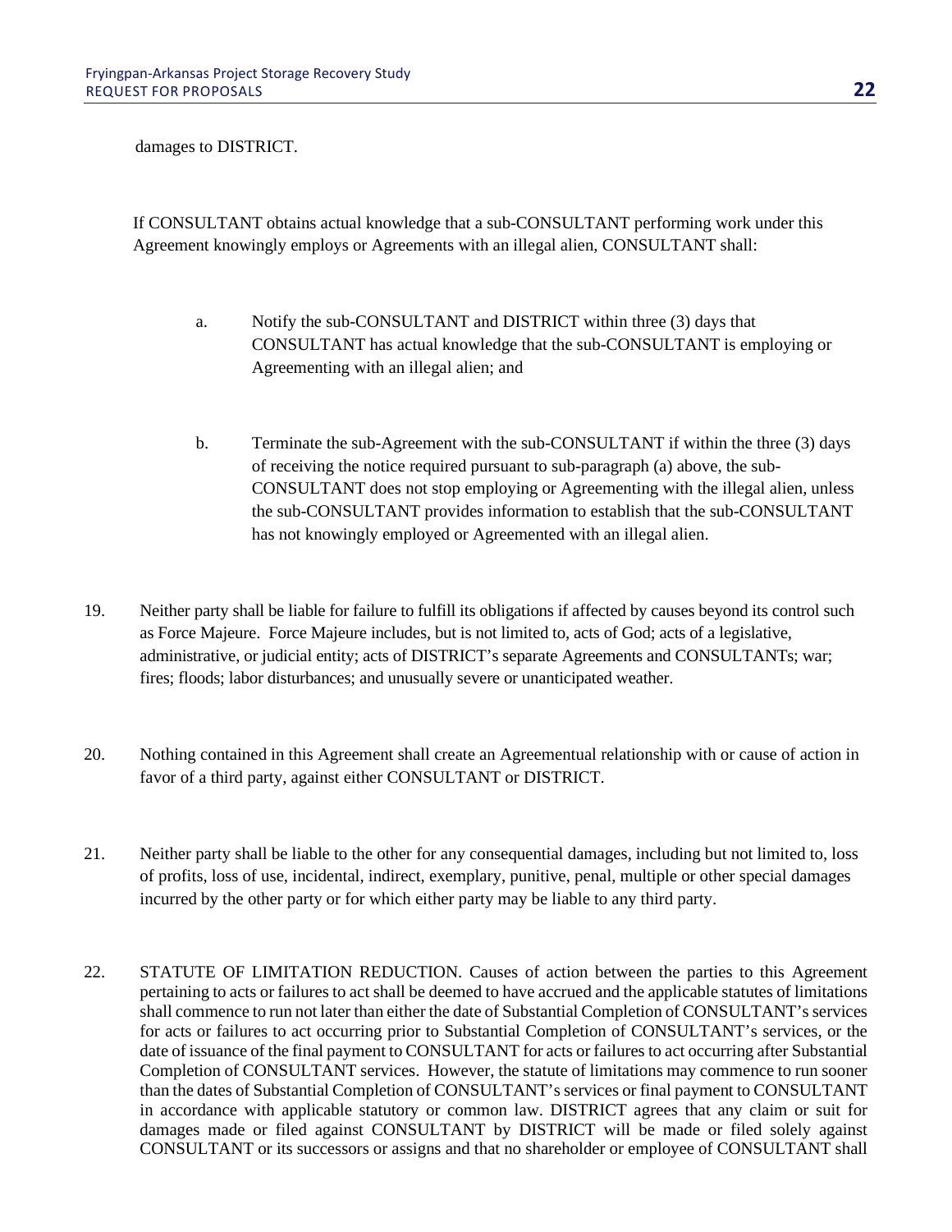damages to DISTRICT.

If CONSULTANT obtains actual knowledge that a sub-CONSULTANT performing work under this Agreement knowingly employs or Agreements with an illegal alien, CONSULTANT shall:

a. Notify the sub-CONSULTANT and DISTRICT within three (3) days that CONSULTANT has actual knowledge that the sub-CONSULTANT is employing or Agreementing with an illegal alien; and

b. Terminate the sub-Agreement with the sub-CONSULTANT if within the three (3) days of receiving the notice required pursuant to sub-paragraph (a) above, the sub-CONSULTANT does not stop employing or Agreementing with the illegal alien, unless the sub-CONSULTANT provides information to establish that the sub-CONSULTANT has not knowingly employed or Agreemented with an illegal alien.

19. Neither party shall be liable for failure to fulfill its obligations if affected by causes beyond its control such as Force Majeure. Force Majeure includes, but is not limited to, acts of God; acts of a legislative, administrative, or judicial entity; acts of DISTRICT's separate Agreements and CONSULTANTs; war; fires; floods; labor disturbances; and unusually severe or unanticipated weather.

20. Nothing contained in this Agreement shall create an Agreementual relationship with or cause of action in favor of a third party, against either CONSULTANT or DISTRICT.

21. Neither party shall be liable to the other for any consequential damages, including but not limited to, loss of profits, loss of use, incidental, indirect, exemplary, punitive, penal, multiple or other special damages incurred by the other party or for which either party may be liable to any third party.

22. STATUTE OF LIMITATION REDUCTION. Causes of action between the parties to this Agreement pertaining to acts or failures to act shall be deemed to have accrued and the applicable statutes of limitations shall commence to run not later than either the date of Substantial Completion of CONSULTANT's services for acts or failures to act occurring prior to Substantial Completion of CONSULTANT's services, or the date of issuance of the final payment to CONSULTANT for acts or failures to act occurring after Substantial Completion of CONSULTANT services. However, the statute of limitations may commence to run sooner than the dates of Substantial Completion of CONSULTANT's services or final payment to CONSULTANT in accordance with applicable statutory or common law. DISTRICT agrees that any claim or suit for damages made or filed against CONSULTANT by DISTRICT will be made or filed solely against CONSULTANT or its successors or assigns and that no shareholder or employee of CONSULTANT shall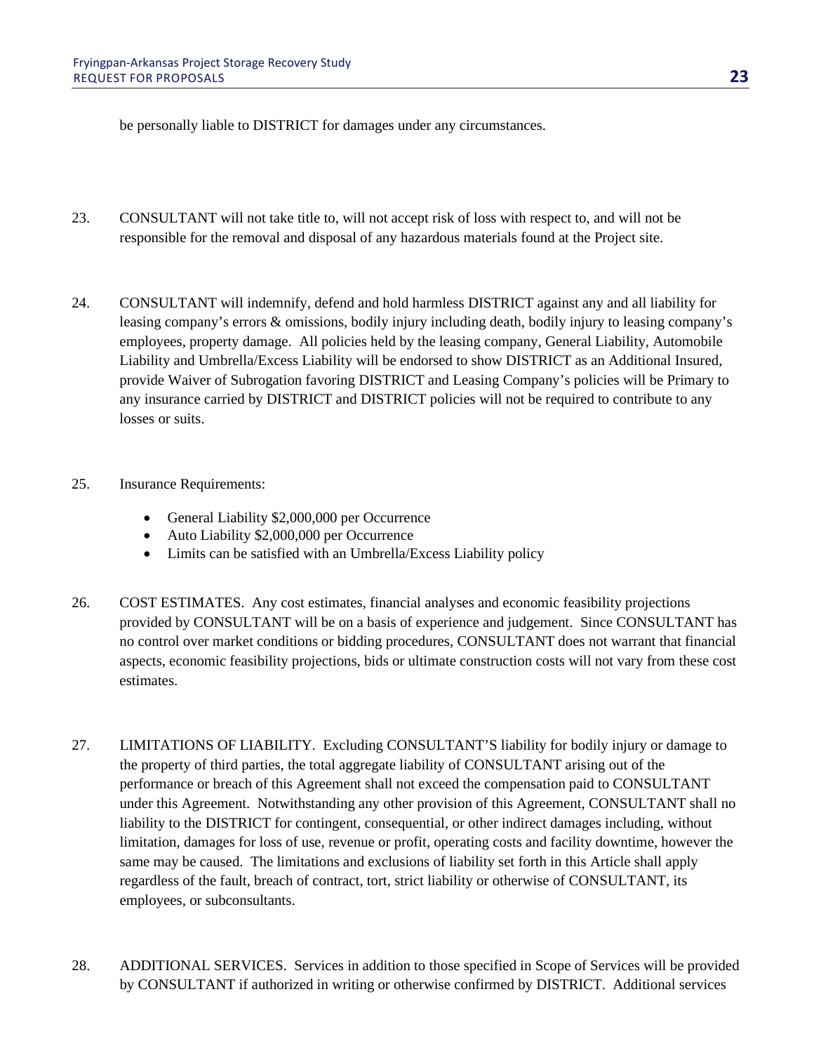be personally liable to DISTRICT for damages under any circumstances.

23. CONSULTANT will not take title to, will not accept risk of loss with respect to, and will not be responsible for the removal and disposal of any hazardous materials found at the Project site.

24. CONSULTANT will indemnify, defend and hold harmless DISTRICT against any and all liability for leasing company's errors & omissions, bodily injury including death, bodily injury to leasing company's employees, property damage. All policies held by the leasing company, General Liability, Automobile Liability and Umbrella/Excess Liability will be endorsed to show DISTRICT as an Additional Insured, provide Waiver of Subrogation favoring DISTRICT and Leasing Company's policies will be Primary to any insurance carried by DISTRICT and DISTRICT policies will not be required to contribute to any losses or suits.

25. Insurance Requirements:

    - General Liability $2,000,000 per Occurrence
    - Auto Liability $2,000,000 per Occurrence
    - Limits can be satisfied with an Umbrella/Excess Liability policy

26. COST ESTIMATES. Any cost estimates, financial analyses and economic feasibility projections provided by CONSULTANT will be on a basis of experience and judgement. Since CONSULTANT has no control over market conditions or bidding procedures, CONSULTANT does not warrant that financial aspects, economic feasibility projections, bids or ultimate construction costs will not vary from these cost estimates.

27. LIMITATIONS OF LIABILITY. Excluding CONSULTANT'S liability for bodily injury or damage to the property of third parties, the total aggregate liability of CONSULTANT arising out of the performance or breach of this Agreement shall not exceed the compensation paid to CONSULTANT under this Agreement. Notwithstanding any other provision of this Agreement, CONSULTANT shall no liability to the DISTRICT for contingent, consequential, or other indirect damages including, without limitation, damages for loss of use, revenue or profit, operating costs and facility downtime, however the same may be caused. The limitations and exclusions of liability set forth in this Article shall apply regardless of the fault, breach of contract, tort, strict liability or otherwise of CONSULTANT, its employees, or subconsultants.

28. ADDITIONAL SERVICES. Services in addition to those specified in Scope of Services will be provided by CONSULTANT if authorized in writing or otherwise confirmed by DISTRICT. Additional services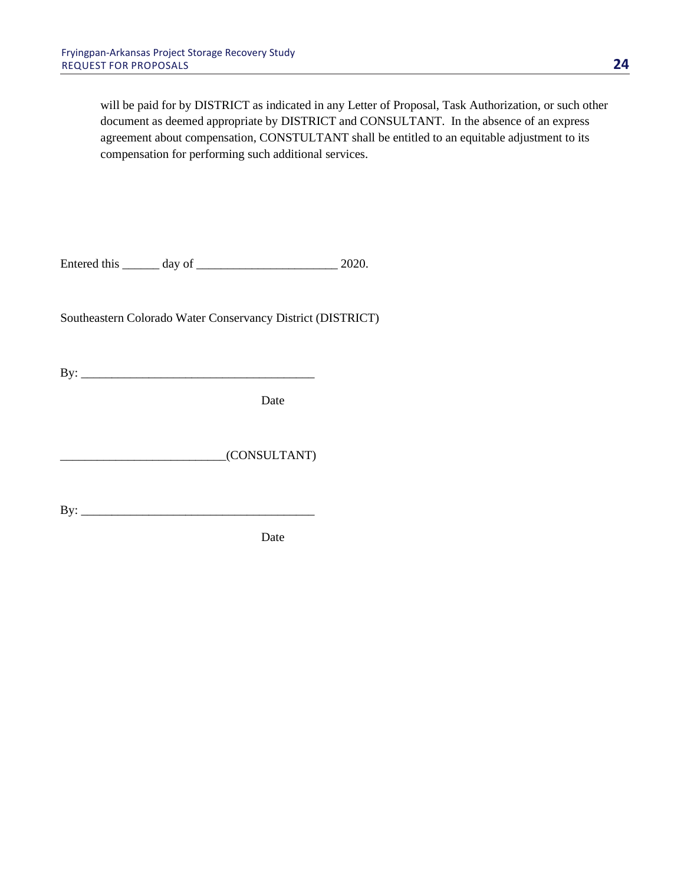will be paid for by DISTRICT as indicated in any Letter of Proposal, Task Authorization, or such other document as deemed appropriate by DISTRICT and CONSULTANT. In the absence of an express agreement about compensation, CONSTULTANT shall be entitled to an equitable adjustment to its compensation for performing such additional services.

Entered this ______ day of ______________________ 2020.

Southeastern Colorado Water Conservancy District (DISTRICT)

By: ____________________________________

Date

__________________________(CONSULTANT)

By: ____________________________________

Date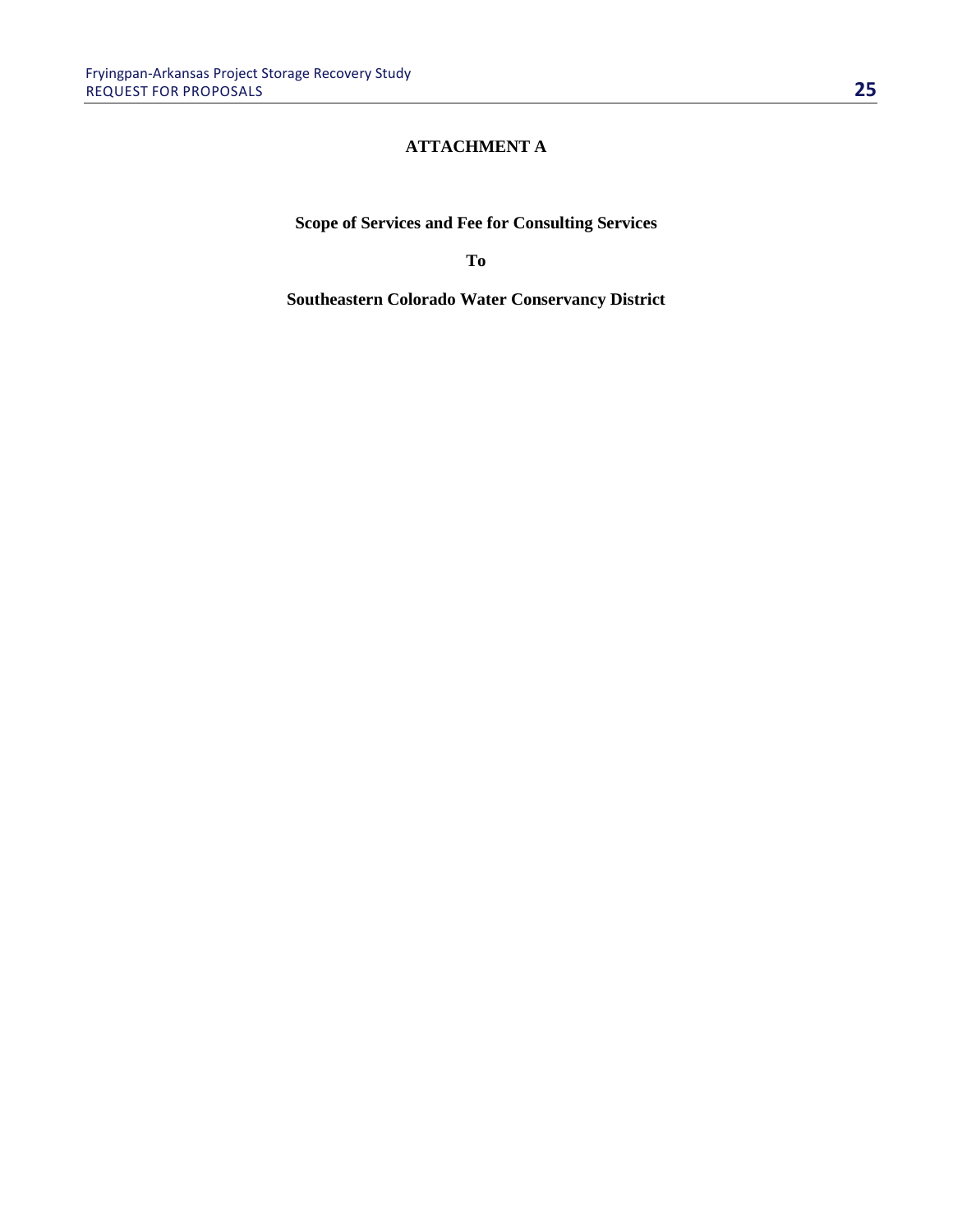# ATTACHMENT A

**Scope of Services and Fee for Consulting Services**

**To**

**Southeastern Colorado Water Conservancy District**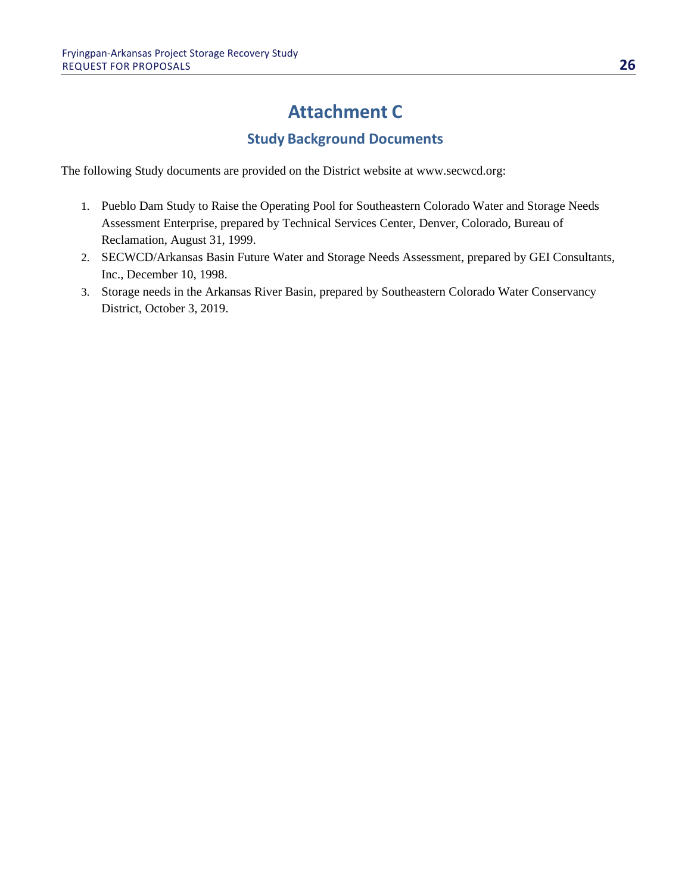# Attachment C

## Study Background Documents

The following Study documents are provided on the District website at www.secwcd.org:

1. Pueblo Dam Study to Raise the Operating Pool for Southeastern Colorado Water and Storage Needs Assessment Enterprise, prepared by Technical Services Center, Denver, Colorado, Bureau of Reclamation, August 31, 1999.
2. SECWCD/Arkansas Basin Future Water and Storage Needs Assessment, prepared by GEI Consultants, Inc., December 10, 1998.
3. Storage needs in the Arkansas River Basin, prepared by Southeastern Colorado Water Conservancy District, October 3, 2019.